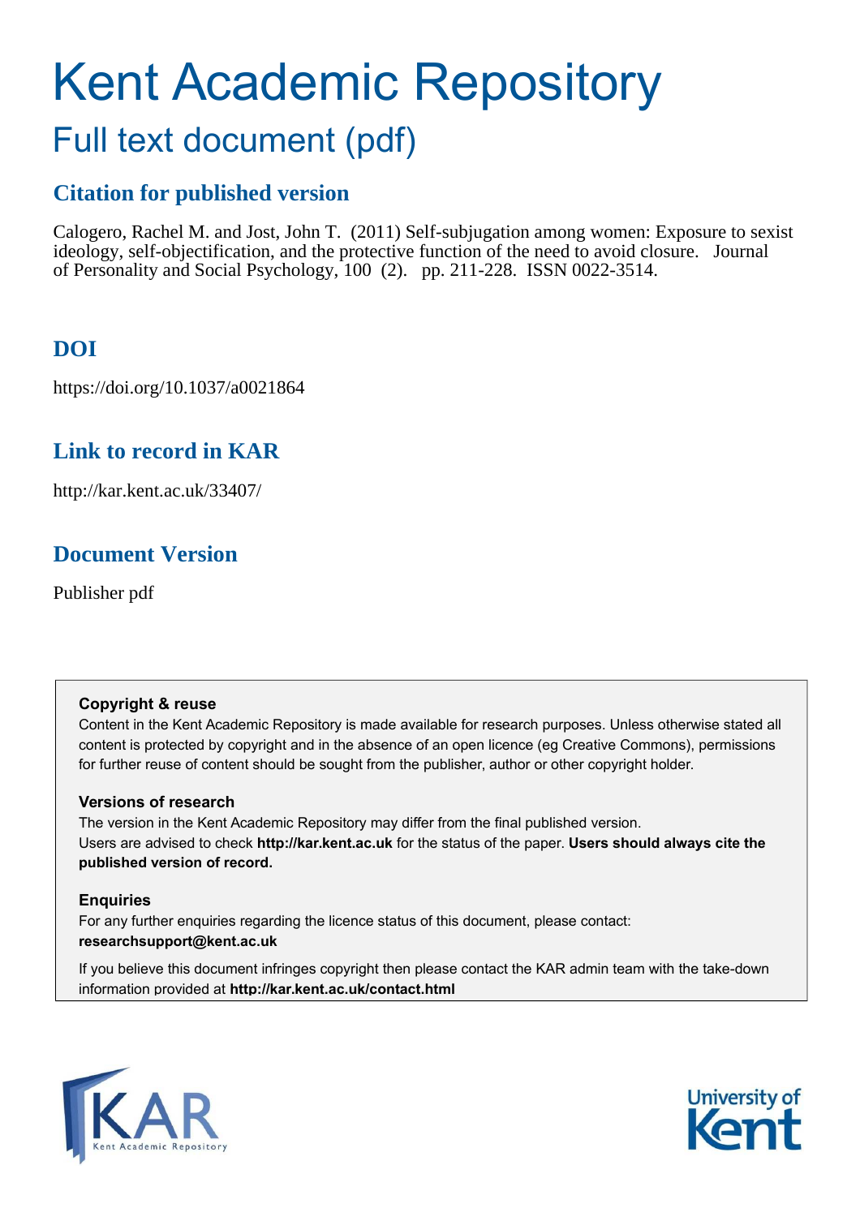# Kent Academic Repository

## Full text document (pdf)

### Citation for published version

Calogero, Rachel M. and Jost, John T. (2011) Self-subjugation among women: Exposure to sexist ideology, self-objectification, and the protective function of the need to avoid closure. Journal of Personality and Social Psychology, 100 (2). pp. 211-228. ISSN 0022-3514.

### DOI

https://doi.org/10.1037/a0021864

### Link to record in KAR

http://kar.kent.ac.uk/33407/

### Document Version

Publisher pdf

**Copyright & reuse**

Content in the Kent Academic Repository is made available for research purposes. Unless otherwise stated all content is protected by copyright and in the absence of an open licence (eg Creative Commons), permissions for further reuse of content should be sought from the publisher, author or other copyright holder.

**Versions of research**

The version in the Kent Academic Repository may differ from the final published version.
Users are advised to check **http://kar.kent.ac.uk** for the status of the paper. **Users should always cite the published version of record.**

**Enquiries**

For any further enquiries regarding the licence status of this document, please contact:
**researchsupport@kent.ac.uk**

If you believe this document infringes copyright then please contact the KAR admin team with the take-down information provided at **http://kar.kent.ac.uk/contact.html**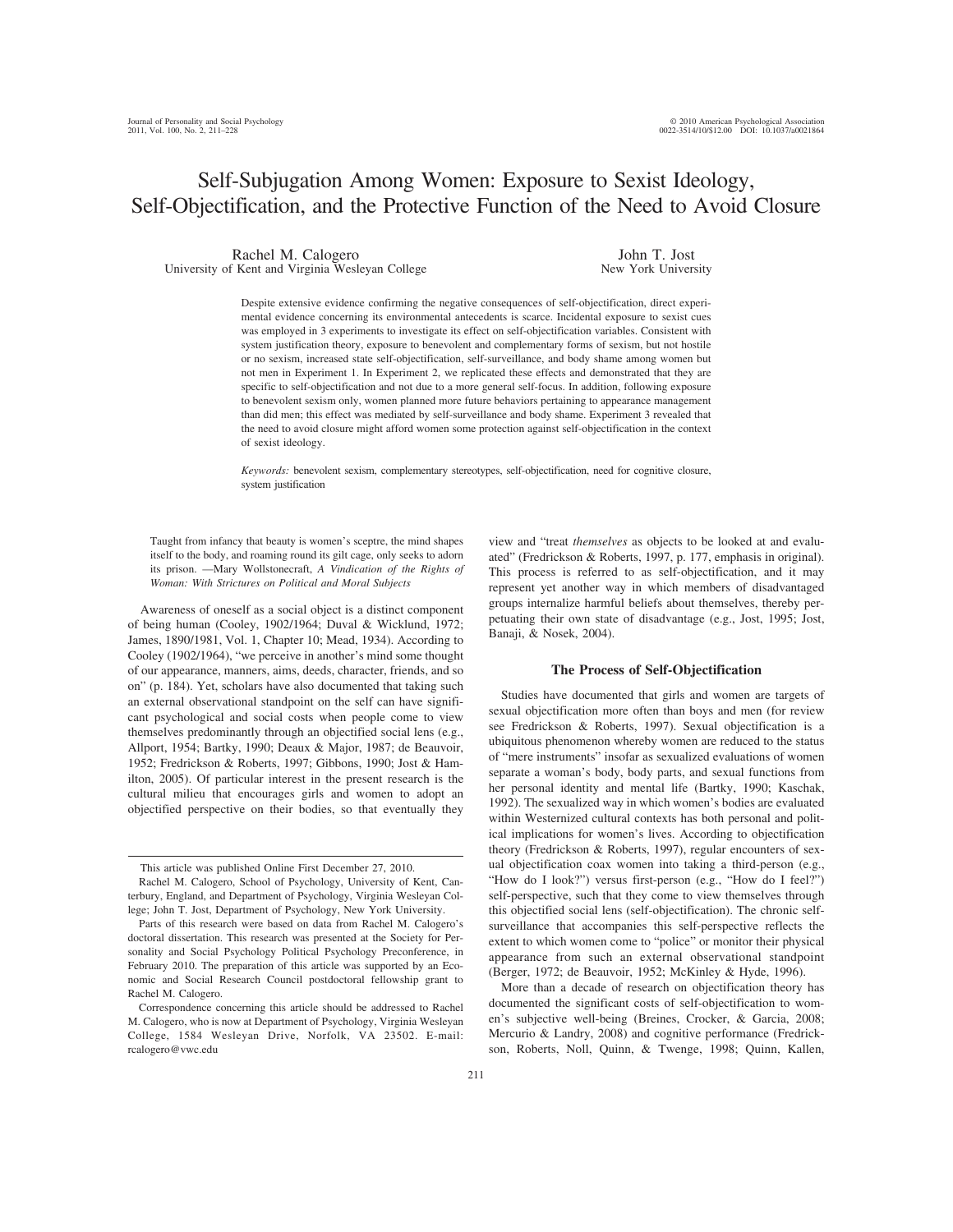# Self-Subjugation Among Women: Exposure to Sexist Ideology, Self-Objectification, and the Protective Function of the Need to Avoid Closure

Rachel M. Calogero
University of Kent and Virginia Wesleyan College

John T. Jost
New York University

Despite extensive evidence confirming the negative consequences of self-objectification, direct experimental evidence concerning its environmental antecedents is scarce. Incidental exposure to sexist cues was employed in 3 experiments to investigate its effect on self-objectification variables. Consistent with system justification theory, exposure to benevolent and complementary forms of sexism, but not hostile or no sexism, increased state self-objectification, self-surveillance, and body shame among women but not men in Experiment 1. In Experiment 2, we replicated these effects and demonstrated that they are specific to self-objectification and not due to a more general self-focus. In addition, following exposure to benevolent sexism only, women planned more future behaviors pertaining to appearance management than did men; this effect was mediated by self-surveillance and body shame. Experiment 3 revealed that the need to avoid closure might afford women some protection against self-objectification in the context of sexist ideology.

*Keywords:* benevolent sexism, complementary stereotypes, self-objectification, need for cognitive closure, system justification

> Taught from infancy that beauty is women's sceptre, the mind shapes itself to the body, and roaming round its gilt cage, only seeks to adorn its prison. —Mary Wollstonecraft, *A Vindication of the Rights of Woman: With Strictures on Political and Moral Subjects*

Awareness of oneself as a social object is a distinct component of being human (Cooley, 1902/1964; Duval & Wicklund, 1972; James, 1890/1981, Vol. 1, Chapter 10; Mead, 1934). According to Cooley (1902/1964), "we perceive in another's mind some thought of our appearance, manners, aims, deeds, character, friends, and so on" (p. 184). Yet, scholars have also documented that taking such an external observational standpoint on the self can have significant psychological and social costs when people come to view themselves predominantly through an objectified social lens (e.g., Allport, 1954; Bartky, 1990; Deaux & Major, 1987; de Beauvoir, 1952; Fredrickson & Roberts, 1997; Gibbons, 1990; Jost & Hamilton, 2005). Of particular interest in the present research is the cultural milieu that encourages girls and women to adopt an objectified perspective on their bodies, so that eventually they view and "treat *themselves* as objects to be looked at and evaluated" (Fredrickson & Roberts, 1997, p. 177, emphasis in original). This process is referred to as self-objectification, and it may represent yet another way in which members of disadvantaged groups internalize harmful beliefs about themselves, thereby perpetuating their own state of disadvantage (e.g., Jost, 1995; Jost, Banaji, & Nosek, 2004).

## The Process of Self-Objectification

Studies have documented that girls and women are targets of sexual objectification more often than boys and men (for review see Fredrickson & Roberts, 1997). Sexual objectification is a ubiquitous phenomenon whereby women are reduced to the status of "mere instruments" insofar as sexualized evaluations of women separate a woman's body, body parts, and sexual functions from her personal identity and mental life (Bartky, 1990; Kaschak, 1992). The sexualized way in which women's bodies are evaluated within Westernized cultural contexts has both personal and political implications for women's lives. According to objectification theory (Fredrickson & Roberts, 1997), regular encounters of sexual objectification coax women into taking a third-person (e.g., "How do I look?") versus first-person (e.g., "How do I feel?") self-perspective, such that they come to view themselves through this objectified social lens (self-objectification). The chronic self-surveillance that accompanies this self-perspective reflects the extent to which women come to "police" or monitor their physical appearance from such an external observational standpoint (Berger, 1972; de Beauvoir, 1952; McKinley & Hyde, 1996).

More than a decade of research on objectification theory has documented the significant costs of self-objectification to women's subjective well-being (Breines, Crocker, & Garcia, 2008; Mercurio & Landry, 2008) and cognitive performance (Fredrickson, Roberts, Noll, Quinn, & Twenge, 1998; Quinn, Kallen,

---

This article was published Online First December 27, 2010.

Rachel M. Calogero, School of Psychology, University of Kent, Canterbury, England, and Department of Psychology, Virginia Wesleyan College; John T. Jost, Department of Psychology, New York University.

Parts of this research were based on data from Rachel M. Calogero's doctoral dissertation. This research was presented at the Society for Personality and Social Psychology Political Psychology Preconference, in February 2010. The preparation of this article was supported by an Economic and Social Research Council postdoctoral fellowship grant to Rachel M. Calogero.

Correspondence concerning this article should be addressed to Rachel M. Calogero, who is now at Department of Psychology, Virginia Wesleyan College, 1584 Wesleyan Drive, Norfolk, VA 23502. E-mail: rcalogero@vwc.edu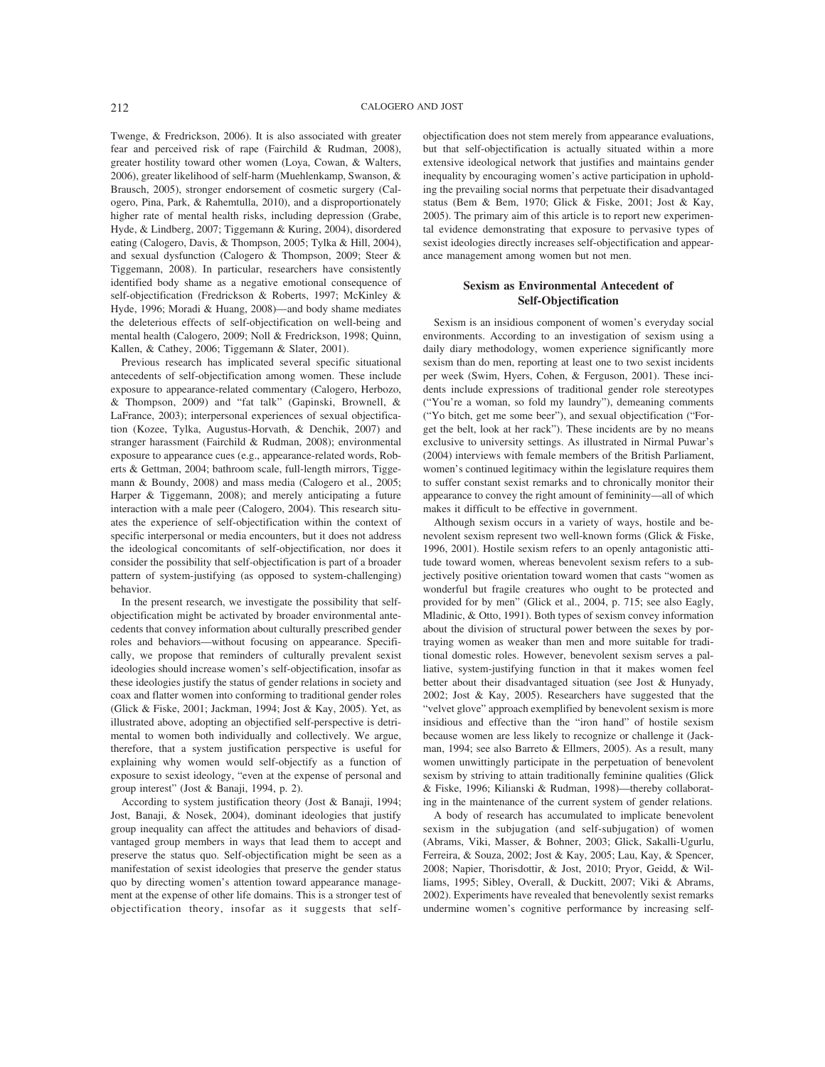Twenge, & Fredrickson, 2006). It is also associated with greater fear and perceived risk of rape (Fairchild & Rudman, 2008), greater hostility toward other women (Loya, Cowan, & Walters, 2006), greater likelihood of self-harm (Muehlenkamp, Swanson, & Brausch, 2005), stronger endorsement of cosmetic surgery (Calogero, Pina, Park, & Rahemtulla, 2010), and a disproportionately higher rate of mental health risks, including depression (Grabe, Hyde, & Lindberg, 2007; Tiggemann & Kuring, 2004), disordered eating (Calogero, Davis, & Thompson, 2005; Tylka & Hill, 2004), and sexual dysfunction (Calogero & Thompson, 2009; Steer & Tiggemann, 2008). In particular, researchers have consistently identified body shame as a negative emotional consequence of self-objectification (Fredrickson & Roberts, 1997; McKinley & Hyde, 1996; Moradi & Huang, 2008)—and body shame mediates the deleterious effects of self-objectification on well-being and mental health (Calogero, 2009; Noll & Fredrickson, 1998; Quinn, Kallen, & Cathey, 2006; Tiggemann & Slater, 2001).

Previous research has implicated several specific situational antecedents of self-objectification among women. These include exposure to appearance-related commentary (Calogero, Herbozo, & Thompson, 2009) and "fat talk" (Gapinski, Brownell, & LaFrance, 2003); interpersonal experiences of sexual objectification (Kozee, Tylka, Augustus-Horvath, & Denchik, 2007) and stranger harassment (Fairchild & Rudman, 2008); environmental exposure to appearance cues (e.g., appearance-related words, Roberts & Gettman, 2004; bathroom scale, full-length mirrors, Tiggemann & Boundy, 2008) and mass media (Calogero et al., 2005; Harper & Tiggemann, 2008); and merely anticipating a future interaction with a male peer (Calogero, 2004). This research situates the experience of self-objectification within the context of specific interpersonal or media encounters, but it does not address the ideological concomitants of self-objectification, nor does it consider the possibility that self-objectification is part of a broader pattern of system-justifying (as opposed to system-challenging) behavior.

In the present research, we investigate the possibility that self-objectification might be activated by broader environmental antecedents that convey information about culturally prescribed gender roles and behaviors—without focusing on appearance. Specifically, we propose that reminders of culturally prevalent sexist ideologies should increase women's self-objectification, insofar as these ideologies justify the status of gender relations in society and coax and flatter women into conforming to traditional gender roles (Glick & Fiske, 2001; Jackman, 1994; Jost & Kay, 2005). Yet, as illustrated above, adopting an objectified self-perspective is detrimental to women both individually and collectively. We argue, therefore, that a system justification perspective is useful for explaining why women would self-objectify as a function of exposure to sexist ideology, "even at the expense of personal and group interest" (Jost & Banaji, 1994, p. 2).

According to system justification theory (Jost & Banaji, 1994; Jost, Banaji, & Nosek, 2004), dominant ideologies that justify group inequality can affect the attitudes and behaviors of disadvantaged group members in ways that lead them to accept and preserve the status quo. Self-objectification might be seen as a manifestation of sexist ideologies that preserve the gender status quo by directing women's attention toward appearance management at the expense of other life domains. This is a stronger test of objectification theory, insofar as it suggests that self-objectification does not stem merely from appearance evaluations, but that self-objectification is actually situated within a more extensive ideological network that justifies and maintains gender inequality by encouraging women's active participation in upholding the prevailing social norms that perpetuate their disadvantaged status (Bem & Bem, 1970; Glick & Fiske, 2001; Jost & Kay, 2005). The primary aim of this article is to report new experimental evidence demonstrating that exposure to pervasive types of sexist ideologies directly increases self-objectification and appearance management among women but not men.

## Sexism as Environmental Antecedent of Self-Objectification

Sexism is an insidious component of women's everyday social environments. According to an investigation of sexism using a daily diary methodology, women experience significantly more sexism than do men, reporting at least one to two sexist incidents per week (Swim, Hyers, Cohen, & Ferguson, 2001). These incidents include expressions of traditional gender role stereotypes ("You're a woman, so fold my laundry"), demeaning comments ("Yo bitch, get me some beer"), and sexual objectification ("Forget the belt, look at her rack"). These incidents are by no means exclusive to university settings. As illustrated in Nirmal Puwar's (2004) interviews with female members of the British Parliament, women's continued legitimacy within the legislature requires them to suffer constant sexist remarks and to chronically monitor their appearance to convey the right amount of femininity—all of which makes it difficult to be effective in government.

Although sexism occurs in a variety of ways, hostile and benevolent sexism represent two well-known forms (Glick & Fiske, 1996, 2001). Hostile sexism refers to an openly antagonistic attitude toward women, whereas benevolent sexism refers to a subjectively positive orientation toward women that casts "women as wonderful but fragile creatures who ought to be protected and provided for by men" (Glick et al., 2004, p. 715; see also Eagly, Mladinic, & Otto, 1991). Both types of sexism convey information about the division of structural power between the sexes by portraying women as weaker than men and more suitable for traditional domestic roles. However, benevolent sexism serves a palliative, system-justifying function in that it makes women feel better about their disadvantaged situation (see Jost & Hunyady, 2002; Jost & Kay, 2005). Researchers have suggested that the "velvet glove" approach exemplified by benevolent sexism is more insidious and effective than the "iron hand" of hostile sexism because women are less likely to recognize or challenge it (Jackman, 1994; see also Barreto & Ellmers, 2005). As a result, many women unwittingly participate in the perpetuation of benevolent sexism by striving to attain traditionally feminine qualities (Glick & Fiske, 1996; Kilianski & Rudman, 1998)—thereby collaborating in the maintenance of the current system of gender relations.

A body of research has accumulated to implicate benevolent sexism in the subjugation (and self-subjugation) of women (Abrams, Viki, Masser, & Bohner, 2003; Glick, Sakalli-Ugurlu, Ferreira, & Souza, 2002; Jost & Kay, 2005; Lau, Kay, & Spencer, 2008; Napier, Thorisdottir, & Jost, 2010; Pryor, Geidd, & Williams, 1995; Sibley, Overall, & Duckitt, 2007; Viki & Abrams, 2002). Experiments have revealed that benevolently sexist remarks undermine women's cognitive performance by increasing self-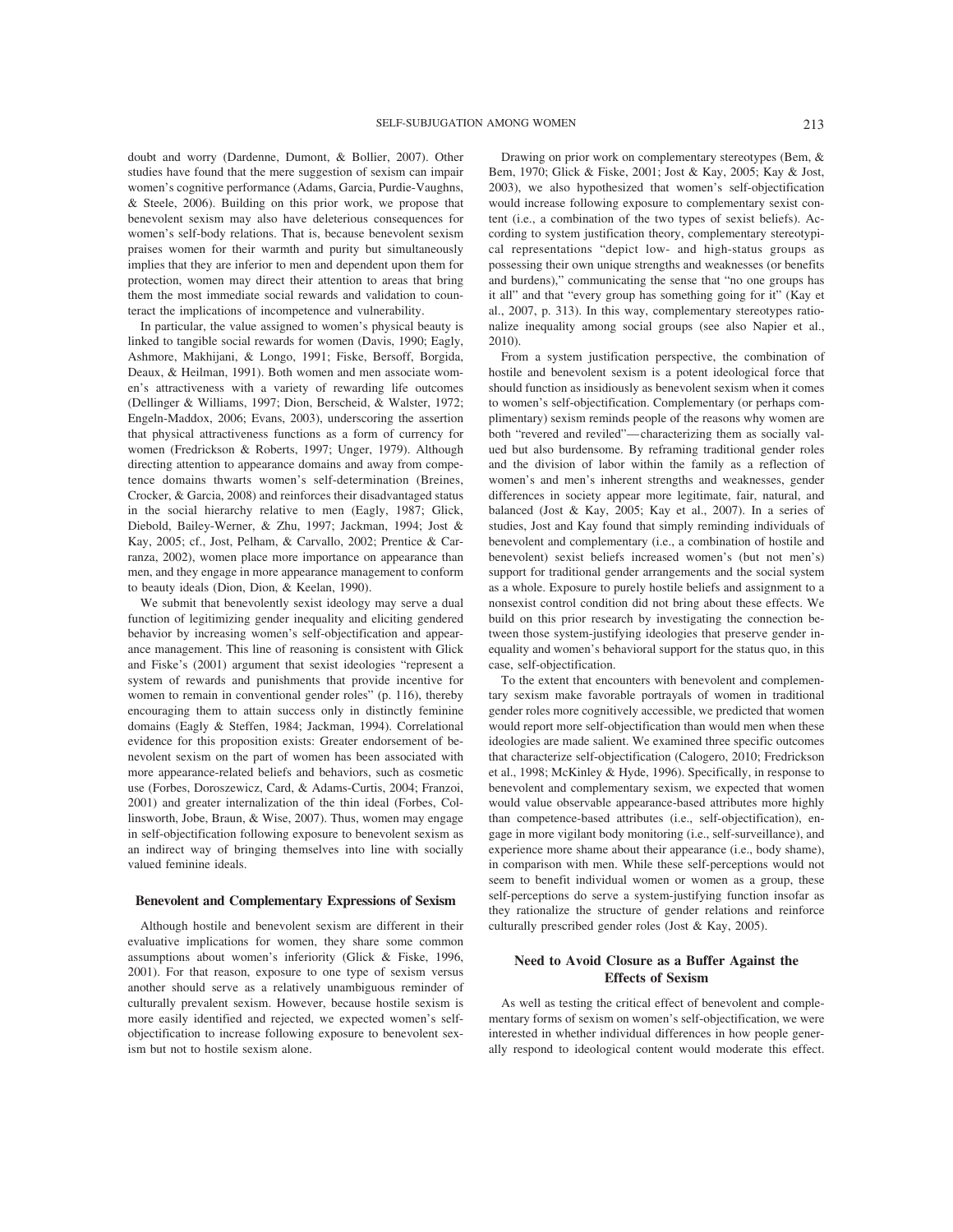doubt and worry (Dardenne, Dumont, & Bollier, 2007). Other studies have found that the mere suggestion of sexism can impair women's cognitive performance (Adams, Garcia, Purdie-Vaughns, & Steele, 2006). Building on this prior work, we propose that benevolent sexism may also have deleterious consequences for women's self-body relations. That is, because benevolent sexism praises women for their warmth and purity but simultaneously implies that they are inferior to men and dependent upon them for protection, women may direct their attention to areas that bring them the most immediate social rewards and validation to counteract the implications of incompetence and vulnerability.

In particular, the value assigned to women's physical beauty is linked to tangible social rewards for women (Davis, 1990; Eagly, Ashmore, Makhijani, & Longo, 1991; Fiske, Bersoff, Borgida, Deaux, & Heilman, 1991). Both women and men associate women's attractiveness with a variety of rewarding life outcomes (Dellinger & Williams, 1997; Dion, Berscheid, & Walster, 1972; Engeln-Maddox, 2006; Evans, 2003), underscoring the assertion that physical attractiveness functions as a form of currency for women (Fredrickson & Roberts, 1997; Unger, 1979). Although directing attention to appearance domains and away from competence domains thwarts women's self-determination (Breines, Crocker, & Garcia, 2008) and reinforces their disadvantaged status in the social hierarchy relative to men (Eagly, 1987; Glick, Diebold, Bailey-Werner, & Zhu, 1997; Jackman, 1994; Jost & Kay, 2005; cf., Jost, Pelham, & Carvallo, 2002; Prentice & Carranza, 2002), women place more importance on appearance than men, and they engage in more appearance management to conform to beauty ideals (Dion, Dion, & Keelan, 1990).

We submit that benevolently sexist ideology may serve a dual function of legitimizing gender inequality and eliciting gendered behavior by increasing women's self-objectification and appearance management. This line of reasoning is consistent with Glick and Fiske's (2001) argument that sexist ideologies "represent a system of rewards and punishments that provide incentive for women to remain in conventional gender roles" (p. 116), thereby encouraging them to attain success only in distinctly feminine domains (Eagly & Steffen, 1984; Jackman, 1994). Correlational evidence for this proposition exists: Greater endorsement of benevolent sexism on the part of women has been associated with more appearance-related beliefs and behaviors, such as cosmetic use (Forbes, Doroszewicz, Card, & Adams-Curtis, 2004; Franzoi, 2001) and greater internalization of the thin ideal (Forbes, Collinsworth, Jobe, Braun, & Wise, 2007). Thus, women may engage in self-objectification following exposure to benevolent sexism as an indirect way of bringing themselves into line with socially valued feminine ideals.

### Benevolent and Complementary Expressions of Sexism

Although hostile and benevolent sexism are different in their evaluative implications for women, they share some common assumptions about women's inferiority (Glick & Fiske, 1996, 2001). For that reason, exposure to one type of sexism versus another should serve as a relatively unambiguous reminder of culturally prevalent sexism. However, because hostile sexism is more easily identified and rejected, we expected women's self-objectification to increase following exposure to benevolent sexism but not to hostile sexism alone.

Drawing on prior work on complementary stereotypes (Bem, & Bem, 1970; Glick & Fiske, 2001; Jost & Kay, 2005; Kay & Jost, 2003), we also hypothesized that women's self-objectification would increase following exposure to complementary sexist content (i.e., a combination of the two types of sexist beliefs). According to system justification theory, complementary stereotypical representations "depict low- and high-status groups as possessing their own unique strengths and weaknesses (or benefits and burdens)," communicating the sense that "no one groups has it all" and that "every group has something going for it" (Kay et al., 2007, p. 313). In this way, complementary stereotypes rationalize inequality among social groups (see also Napier et al., 2010).

From a system justification perspective, the combination of hostile and benevolent sexism is a potent ideological force that should function as insidiously as benevolent sexism when it comes to women's self-objectification. Complementary (or perhaps complimentary) sexism reminds people of the reasons why women are both "revered and reviled"—characterizing them as socially valued but also burdensome. By reframing traditional gender roles and the division of labor within the family as a reflection of women's and men's inherent strengths and weaknesses, gender differences in society appear more legitimate, fair, natural, and balanced (Jost & Kay, 2005; Kay et al., 2007). In a series of studies, Jost and Kay found that simply reminding individuals of benevolent and complementary (i.e., a combination of hostile and benevolent) sexist beliefs increased women's (but not men's) support for traditional gender arrangements and the social system as a whole. Exposure to purely hostile beliefs and assignment to a nonsexist control condition did not bring about these effects. We build on this prior research by investigating the connection between those system-justifying ideologies that preserve gender inequality and women's behavioral support for the status quo, in this case, self-objectification.

To the extent that encounters with benevolent and complementary sexism make favorable portrayals of women in traditional gender roles more cognitively accessible, we predicted that women would report more self-objectification than would men when these ideologies are made salient. We examined three specific outcomes that characterize self-objectification (Calogero, 2010; Fredrickson et al., 1998; McKinley & Hyde, 1996). Specifically, in response to benevolent and complementary sexism, we expected that women would value observable appearance-based attributes more highly than competence-based attributes (i.e., self-objectification), engage in more vigilant body monitoring (i.e., self-surveillance), and experience more shame about their appearance (i.e., body shame), in comparison with men. While these self-perceptions would not seem to benefit individual women or women as a group, these self-perceptions do serve a system-justifying function insofar as they rationalize the structure of gender relations and reinforce culturally prescribed gender roles (Jost & Kay, 2005).

### Need to Avoid Closure as a Buffer Against the Effects of Sexism

As well as testing the critical effect of benevolent and complementary forms of sexism on women's self-objectification, we were interested in whether individual differences in how people generally respond to ideological content would moderate this effect.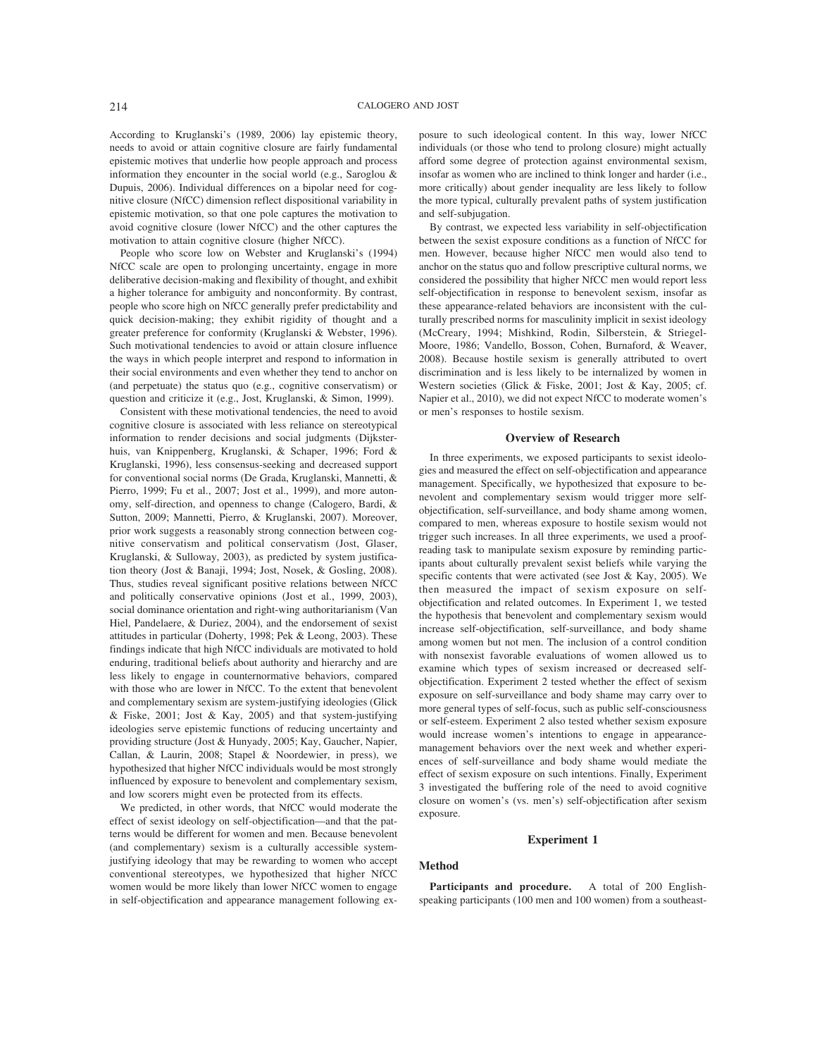According to Kruglanski's (1989, 2006) lay epistemic theory, needs to avoid or attain cognitive closure are fairly fundamental epistemic motives that underlie how people approach and process information they encounter in the social world (e.g., Saroglou & Dupuis, 2006). Individual differences on a bipolar need for cognitive closure (NfCC) dimension reflect dispositional variability in epistemic motivation, so that one pole captures the motivation to avoid cognitive closure (lower NfCC) and the other captures the motivation to attain cognitive closure (higher NfCC).

People who score low on Webster and Kruglanski's (1994) NfCC scale are open to prolonging uncertainty, engage in more deliberative decision-making and flexibility of thought, and exhibit a higher tolerance for ambiguity and nonconformity. By contrast, people who score high on NfCC generally prefer predictability and quick decision-making; they exhibit rigidity of thought and a greater preference for conformity (Kruglanski & Webster, 1996). Such motivational tendencies to avoid or attain closure influence the ways in which people interpret and respond to information in their social environments and even whether they tend to anchor on (and perpetuate) the status quo (e.g., cognitive conservatism) or question and criticize it (e.g., Jost, Kruglanski, & Simon, 1999).

Consistent with these motivational tendencies, the need to avoid cognitive closure is associated with less reliance on stereotypical information to render decisions and social judgments (Dijksterhuis, van Knippenberg, Kruglanski, & Schaper, 1996; Ford & Kruglanski, 1996), less consensus-seeking and decreased support for conventional social norms (De Grada, Kruglanski, Mannetti, & Pierro, 1999; Fu et al., 2007; Jost et al., 1999), and more autonomy, self-direction, and openness to change (Calogero, Bardi, & Sutton, 2009; Mannetti, Pierro, & Kruglanski, 2007). Moreover, prior work suggests a reasonably strong connection between cognitive conservatism and political conservatism (Jost, Glaser, Kruglanski, & Sulloway, 2003), as predicted by system justification theory (Jost & Banaji, 1994; Jost, Nosek, & Gosling, 2008). Thus, studies reveal significant positive relations between NfCC and politically conservative opinions (Jost et al., 1999, 2003), social dominance orientation and right-wing authoritarianism (Van Hiel, Pandelaere, & Duriez, 2004), and the endorsement of sexist attitudes in particular (Doherty, 1998; Pek & Leong, 2003). These findings indicate that high NfCC individuals are motivated to hold enduring, traditional beliefs about authority and hierarchy and are less likely to engage in counternormative behaviors, compared with those who are lower in NfCC. To the extent that benevolent and complementary sexism are system-justifying ideologies (Glick & Fiske, 2001; Jost & Kay, 2005) and that system-justifying ideologies serve epistemic functions of reducing uncertainty and providing structure (Jost & Hunyady, 2005; Kay, Gaucher, Napier, Callan, & Laurin, 2008; Stapel & Noordewier, in press), we hypothesized that higher NfCC individuals would be most strongly influenced by exposure to benevolent and complementary sexism, and low scorers might even be protected from its effects.

We predicted, in other words, that NfCC would moderate the effect of sexist ideology on self-objectification—and that the patterns would be different for women and men. Because benevolent (and complementary) sexism is a culturally accessible system-justifying ideology that may be rewarding to women who accept conventional stereotypes, we hypothesized that higher NfCC women would be more likely than lower NfCC women to engage in self-objectification and appearance management following exposure to such ideological content. In this way, lower NfCC individuals (or those who tend to prolong closure) might actually afford some degree of protection against environmental sexism, insofar as women who are inclined to think longer and harder (i.e., more critically) about gender inequality are less likely to follow the more typical, culturally prevalent paths of system justification and self-subjugation.

By contrast, we expected less variability in self-objectification between the sexist exposure conditions as a function of NfCC for men. However, because higher NfCC men would also tend to anchor on the status quo and follow prescriptive cultural norms, we considered the possibility that higher NfCC men would report less self-objectification in response to benevolent sexism, insofar as these appearance-related behaviors are inconsistent with the culturally prescribed norms for masculinity implicit in sexist ideology (McCreary, 1994; Mishkind, Rodin, Silberstein, & Striegel-Moore, 1986; Vandello, Bosson, Cohen, Burnaford, & Weaver, 2008). Because hostile sexism is generally attributed to overt discrimination and is less likely to be internalized by women in Western societies (Glick & Fiske, 2001; Jost & Kay, 2005; cf. Napier et al., 2010), we did not expect NfCC to moderate women's or men's responses to hostile sexism.

## Overview of Research

In three experiments, we exposed participants to sexist ideologies and measured the effect on self-objectification and appearance management. Specifically, we hypothesized that exposure to benevolent and complementary sexism would trigger more self-objectification, self-surveillance, and body shame among women, compared to men, whereas exposure to hostile sexism would not trigger such increases. In all three experiments, we used a proofreading task to manipulate sexism exposure by reminding participants about culturally prevalent sexist beliefs while varying the specific contents that were activated (see Jost & Kay, 2005). We then measured the impact of sexism exposure on self-objectification and related outcomes. In Experiment 1, we tested the hypothesis that benevolent and complementary sexism would increase self-objectification, self-surveillance, and body shame among women but not men. The inclusion of a control condition with nonsexist favorable evaluations of women allowed us to examine which types of sexism increased or decreased self-objectification. Experiment 2 tested whether the effect of sexism exposure on self-surveillance and body shame may carry over to more general types of self-focus, such as public self-consciousness or self-esteem. Experiment 2 also tested whether sexism exposure would increase women's intentions to engage in appearance-management behaviors over the next week and whether experiences of self-surveillance and body shame would mediate the effect of sexism exposure on such intentions. Finally, Experiment 3 investigated the buffering role of the need to avoid cognitive closure on women's (vs. men's) self-objectification after sexism exposure.

## Experiment 1

### Method

**Participants and procedure.** A total of 200 English-speaking participants (100 men and 100 women) from a southeast-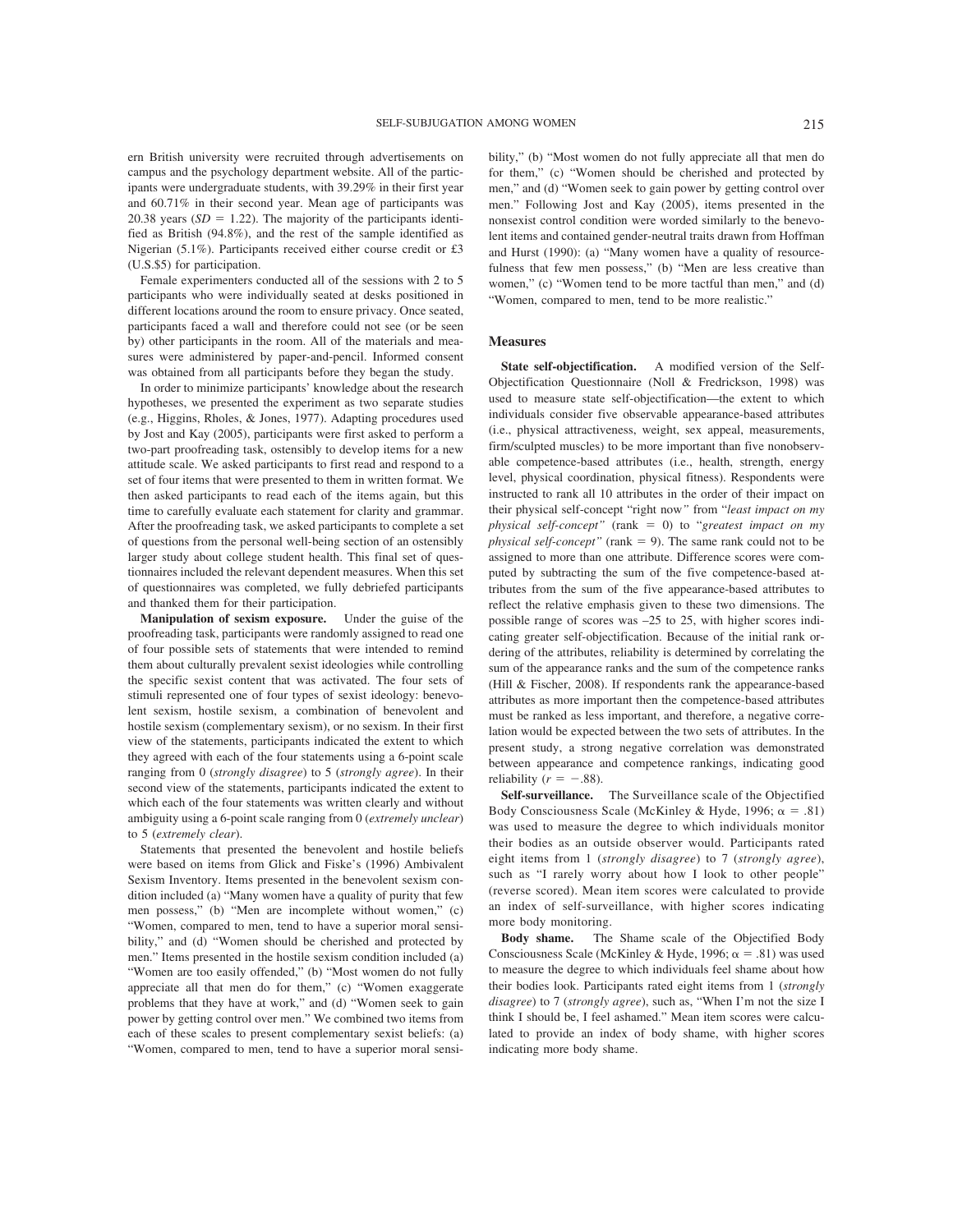ern British university were recruited through advertisements on campus and the psychology department website. All of the participants were undergraduate students, with 39.29% in their first year and 60.71% in their second year. Mean age of participants was 20.38 years ($SD = 1.22$). The majority of the participants identified as British (94.8%), and the rest of the sample identified as Nigerian (5.1%). Participants received either course credit or £3 (U.S.$5) for participation.

Female experimenters conducted all of the sessions with 2 to 5 participants who were individually seated at desks positioned in different locations around the room to ensure privacy. Once seated, participants faced a wall and therefore could not see (or be seen by) other participants in the room. All of the materials and measures were administered by paper-and-pencil. Informed consent was obtained from all participants before they began the study.

In order to minimize participants' knowledge about the research hypotheses, we presented the experiment as two separate studies (e.g., Higgins, Rholes, & Jones, 1977). Adapting procedures used by Jost and Kay (2005), participants were first asked to perform a two-part proofreading task, ostensibly to develop items for a new attitude scale. We asked participants to first read and respond to a set of four items that were presented to them in written format. We then asked participants to read each of the items again, but this time to carefully evaluate each statement for clarity and grammar. After the proofreading task, we asked participants to complete a set of questions from the personal well-being section of an ostensibly larger study about college student health. This final set of questionnaires included the relevant dependent measures. When this set of questionnaires was completed, we fully debriefed participants and thanked them for their participation.

**Manipulation of sexism exposure.** Under the guise of the proofreading task, participants were randomly assigned to read one of four possible sets of statements that were intended to remind them about culturally prevalent sexist ideologies while controlling the specific sexist content that was activated. The four sets of stimuli represented one of four types of sexist ideology: benevolent sexism, hostile sexism, a combination of benevolent and hostile sexism (complementary sexism), or no sexism. In their first view of the statements, participants indicated the extent to which they agreed with each of the four statements using a 6-point scale ranging from 0 (*strongly disagree*) to 5 (*strongly agree*). In their second view of the statements, participants indicated the extent to which each of the four statements was written clearly and without ambiguity using a 6-point scale ranging from 0 (*extremely unclear*) to 5 (*extremely clear*).

Statements that presented the benevolent and hostile beliefs were based on items from Glick and Fiske's (1996) Ambivalent Sexism Inventory. Items presented in the benevolent sexism condition included (a) "Many women have a quality of purity that few men possess," (b) "Men are incomplete without women," (c) "Women, compared to men, tend to have a superior moral sensibility," and (d) "Women should be cherished and protected by men." Items presented in the hostile sexism condition included (a) "Women are too easily offended," (b) "Most women do not fully appreciate all that men do for them," (c) "Women exaggerate problems that they have at work," and (d) "Women seek to gain power by getting control over men." We combined two items from each of these scales to present complementary sexist beliefs: (a) "Women, compared to men, tend to have a superior moral sensibility," (b) "Most women do not fully appreciate all that men do for them," (c) "Women should be cherished and protected by men," and (d) "Women seek to gain power by getting control over men." Following Jost and Kay (2005), items presented in the nonsexist control condition were worded similarly to the benevolent items and contained gender-neutral traits drawn from Hoffman and Hurst (1990): (a) "Many women have a quality of resourcefulness that few men possess," (b) "Men are less creative than women," (c) "Women tend to be more tactful than men," and (d) "Women, compared to men, tend to be more realistic."

### Measures

**State self-objectification.** A modified version of the Self-Objectification Questionnaire (Noll & Fredrickson, 1998) was used to measure state self-objectification—the extent to which individuals consider five observable appearance-based attributes (i.e., physical attractiveness, weight, sex appeal, measurements, firm/sculpted muscles) to be more important than five nonobservable competence-based attributes (i.e., health, strength, energy level, physical coordination, physical fitness). Respondents were instructed to rank all 10 attributes in the order of their impact on their physical self-concept "right now" from "*least impact on my physical self-concept*" (rank = 0) to "*greatest impact on my physical self-concept*" (rank = 9). The same rank could not to be assigned to more than one attribute. Difference scores were computed by subtracting the sum of the five competence-based attributes from the sum of the five appearance-based attributes to reflect the relative emphasis given to these two dimensions. The possible range of scores was –25 to 25, with higher scores indicating greater self-objectification. Because of the initial rank ordering of the attributes, reliability is determined by correlating the sum of the appearance ranks and the sum of the competence ranks (Hill & Fischer, 2008). If respondents rank the appearance-based attributes as more important then the competence-based attributes must be ranked as less important, and therefore, a negative correlation would be expected between the two sets of attributes. In the present study, a strong negative correlation was demonstrated between appearance and competence rankings, indicating good reliability ($r = -.88$).

**Self-surveillance.** The Surveillance scale of the Objectified Body Consciousness Scale (McKinley & Hyde, 1996; $\alpha = .81$) was used to measure the degree to which individuals monitor their bodies as an outside observer would. Participants rated eight items from 1 (*strongly disagree*) to 7 (*strongly agree*), such as "I rarely worry about how I look to other people" (reverse scored). Mean item scores were calculated to provide an index of self-surveillance, with higher scores indicating more body monitoring.

**Body shame.** The Shame scale of the Objectified Body Consciousness Scale (McKinley & Hyde, 1996; $\alpha = .81$) was used to measure the degree to which individuals feel shame about how their bodies look. Participants rated eight items from 1 (*strongly disagree*) to 7 (*strongly agree*), such as, "When I'm not the size I think I should be, I feel ashamed." Mean item scores were calculated to provide an index of body shame, with higher scores indicating more body shame.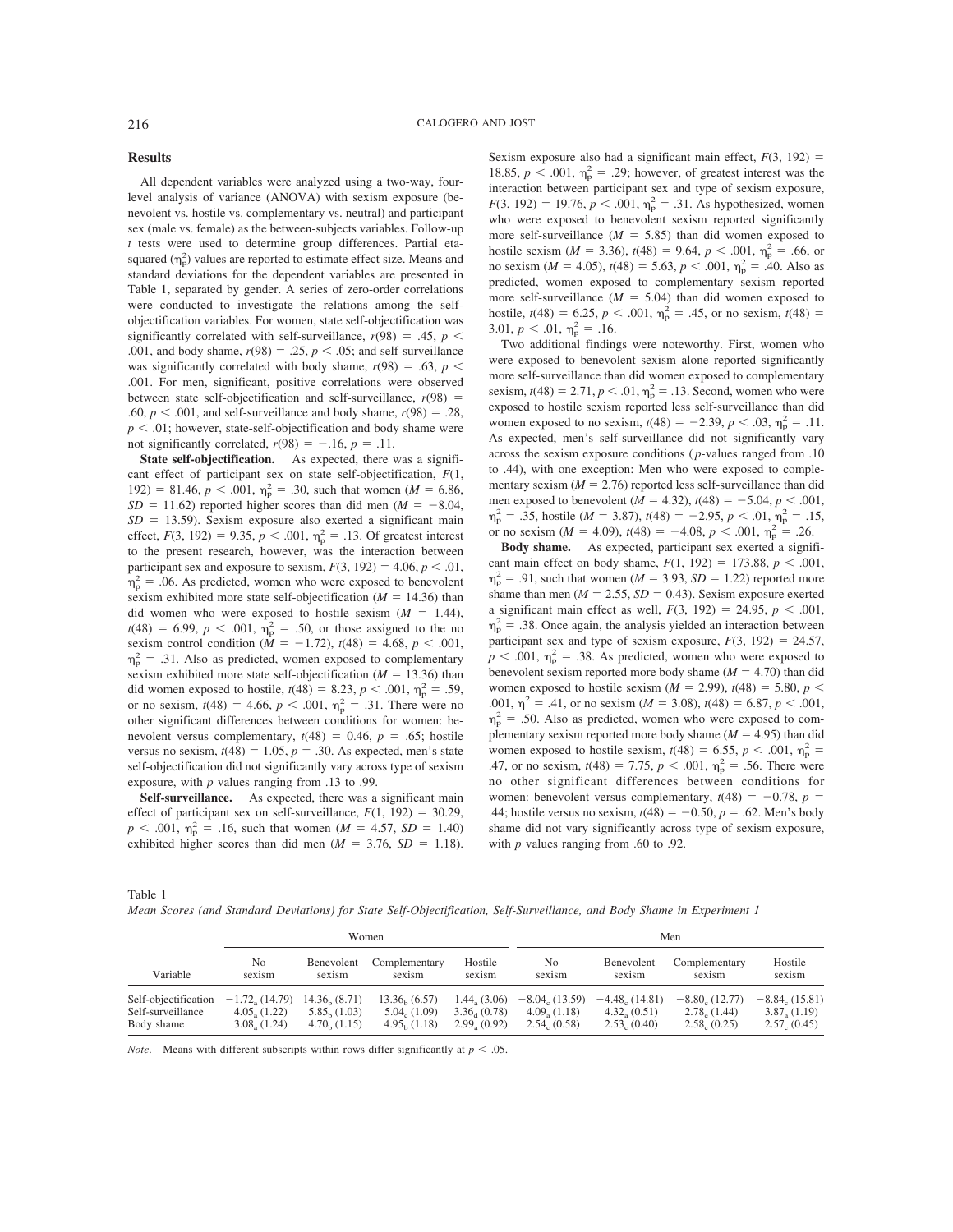## Results

All dependent variables were analyzed using a two-way, four-level analysis of variance (ANOVA) with sexism exposure (benevolent vs. hostile vs. complementary vs. neutral) and participant sex (male vs. female) as the between-subjects variables. Follow-up *t* tests were used to determine group differences. Partial eta-squared ($\eta_p^2$) values are reported to estimate effect size. Means and standard deviations for the dependent variables are presented in Table 1, separated by gender. A series of zero-order correlations were conducted to investigate the relations among the self-objectification variables. For women, state self-objectification was significantly correlated with self-surveillance, $r(98) = .45$, $p < .001$, and body shame, $r(98) = .25$, $p < .05$; and self-surveillance was significantly correlated with body shame, $r(98) = .63$, $p < .001$. For men, significant, positive correlations were observed between state self-objectification and self-surveillance, $r(98) = .60$, $p < .001$, and self-surveillance and body shame, $r(98) = .28$, $p < .01$; however, state-self-objectification and body shame were not significantly correlated, $r(98) = -.16$, $p = .11$.

**State self-objectification.** As expected, there was a significant effect of participant sex on state self-objectification, $F(1, 192) = 81.46$, $p < .001$, $\eta_p^2 = .30$, such that women ($M = 6.86$, $SD = 11.62$) reported higher scores than did men ($M = -8.04$, $SD = 13.59$). Sexism exposure also exerted a significant main effect, $F(3, 192) = 9.35$, $p < .001$, $\eta_p^2 = .13$. Of greatest interest to the present research, however, was the interaction between participant sex and exposure to sexism, $F(3, 192) = 4.06$, $p < .01$, $\eta_p^2 = .06$. As predicted, women who were exposed to benevolent sexism exhibited more state self-objectification ($M = 14.36$) than did women who were exposed to hostile sexism ($M = 1.44$), $t(48) = 6.99$, $p < .001$, $\eta_p^2 = .50$, or those assigned to the no sexism control condition ($M = -1.72$), $t(48) = 4.68$, $p < .001$, $\eta_p^2 = .31$. Also as predicted, women exposed to complementary sexism exhibited more state self-objectification ($M = 13.36$) than did women exposed to hostile, $t(48) = 8.23$, $p < .001$, $\eta_p^2 = .59$, or no sexism, $t(48) = 4.66$, $p < .001$, $\eta_p^2 = .31$. There were no other significant differences between conditions for women: benevolent versus complementary, $t(48) = 0.46$, $p = .65$; hostile versus no sexism, $t(48) = 1.05$, $p = .30$. As expected, men's state self-objectification did not significantly vary across any type of sexism exposure, with *p* values ranging from .13 to .99.

**Self-surveillance.** As expected, there was a significant main effect of participant sex on self-surveillance, $F(1, 192) = 30.29$, $p < .001$, $\eta_p^2 = .16$, such that women ($M = 4.57$, $SD = 1.40$) exhibited higher scores than did men ($M = 3.76$, $SD = 1.18$). Sexism exposure also had a significant main effect, $F(3, 192) = 18.85$, $p < .001$, $\eta_p^2 = .29$; however, of greatest interest was the interaction between participant sex and type of sexism exposure, $F(3, 192) = 19.76$, $p < .001$, $\eta_p^2 = .31$. As hypothesized, women who were exposed to benevolent sexism reported significantly more self-surveillance ($M = 5.85$) than did women exposed to hostile sexism ($M = 3.36$), $t(48) = 9.64$, $p < .001$, $\eta_p^2 = .66$, or no sexism ($M = 4.05$), $t(48) = 5.63$, $p < .001$, $\eta_p^2 = .40$. Also as predicted, women exposed to complementary sexism reported more self-surveillance ($M = 5.04$) than did women exposed to hostile, $t(48) = 6.25$, $p < .001$, $\eta_p^2 = .45$, or no sexism, $t(48) = 3.01$, $p < .01$, $\eta_p^2 = .16$.

Two additional findings were noteworthy. First, women who were exposed to benevolent sexism alone reported significantly more self-surveillance than did women exposed to complementary sexism, $t(48) = 2.71$, $p < .01$, $\eta_p^2 = .13$. Second, women who were exposed to hostile sexism reported less self-surveillance than did women exposed to no sexism, $t(48) = -2.39$, $p < .03$, $\eta_p^2 = .11$. As expected, men's self-surveillance did not significantly vary across the sexism exposure conditions (*p*-values ranged from .10 to .44), with one exception: Men who were exposed to complementary sexism ($M = 2.76$) reported less self-surveillance than did men exposed to benevolent ($M = 4.32$), $t(48) = -5.04$, $p < .001$, $\eta_p^2 = .35$, hostile ($M = 3.87$), $t(48) = -2.95$, $p < .01$, $\eta_p^2 = .15$, or no sexism ($M = 4.09$), $t(48) = -4.08$, $p < .001$, $\eta_p^2 = .26$.

**Body shame.** As expected, participant sex exerted a significant main effect on body shame, $F(1, 192) = 173.88$, $p < .001$, $\eta_p^2 = .91$, such that women ($M = 3.93$, $SD = 1.22$) reported more shame than men ($M = 2.55$, $SD = 0.43$). Sexism exposure exerted a significant main effect as well, $F(3, 192) = 24.95$, $p < .001$, $\eta_p^2 = .38$. Once again, the analysis yielded an interaction between participant sex and type of sexism exposure, $F(3, 192) = 24.57$, $p < .001$, $\eta_p^2 = .38$. As predicted, women who were exposed to benevolent sexism reported more body shame ($M = 4.70$) than did women exposed to hostile sexism ($M = 2.99$), $t(48) = 5.80$, $p < .001$, $\eta^2 = .41$, or no sexism ($M = 3.08$), $t(48) = 6.87$, $p < .001$, $\eta_p^2 = .50$. Also as predicted, women who were exposed to complementary sexism reported more body shame ($M = 4.95$) than did women exposed to hostile sexism, $t(48) = 6.55$, $p < .001$, $\eta_p^2 = .47$, or no sexism, $t(48) = 7.75$, $p < .001$, $\eta_p^2 = .56$. There were no other significant differences between conditions for women: benevolent versus complementary, $t(48) = -0.78$, $p = .44$; hostile versus no sexism, $t(48) = -0.50$, $p = .62$. Men's body shame did not vary significantly across type of sexism exposure, with *p* values ranging from .60 to .92.

Table 1
*Mean Scores (and Standard Deviations) for State Self-Objectification, Self-Surveillance, and Body Shame in Experiment 1*

| | Women | | | | Men | | | |
|---|---|---|---|---|---|---|---|---|
| Variable | No sexism | Benevolent sexism | Complementary sexism | Hostile sexism | No sexism | Benevolent sexism | Complementary sexism | Hostile sexism |
| Self-objectification | $-1.72_a$ (14.79) | $14.36_b$ (8.71) | $13.36_b$ (6.57) | $1.44_a$ (3.06) | $-8.04_c$ (13.59) | $-4.48_c$ (14.81) | $-8.80_c$ (12.77) | $-8.84_c$ (15.81) |
| Self-surveillance | $4.05_a$ (1.22) | $5.85_b$ (1.03) | $5.04_c$ (1.09) | $3.36_d$ (0.78) | $4.09_a$ (1.18) | $4.32_a$ (0.51) | $2.78_e$ (1.44) | $3.87_a$ (1.19) |
| Body shame | $3.08_a$ (1.24) | $4.70_b$ (1.15) | $4.95_b$ (1.18) | $2.99_a$ (0.92) | $2.54_c$ (0.58) | $2.53_c$ (0.40) | $2.58_c$ (0.25) | $2.57_c$ (0.45) |

*Note*. Means with different subscripts within rows differ significantly at $p < .05$.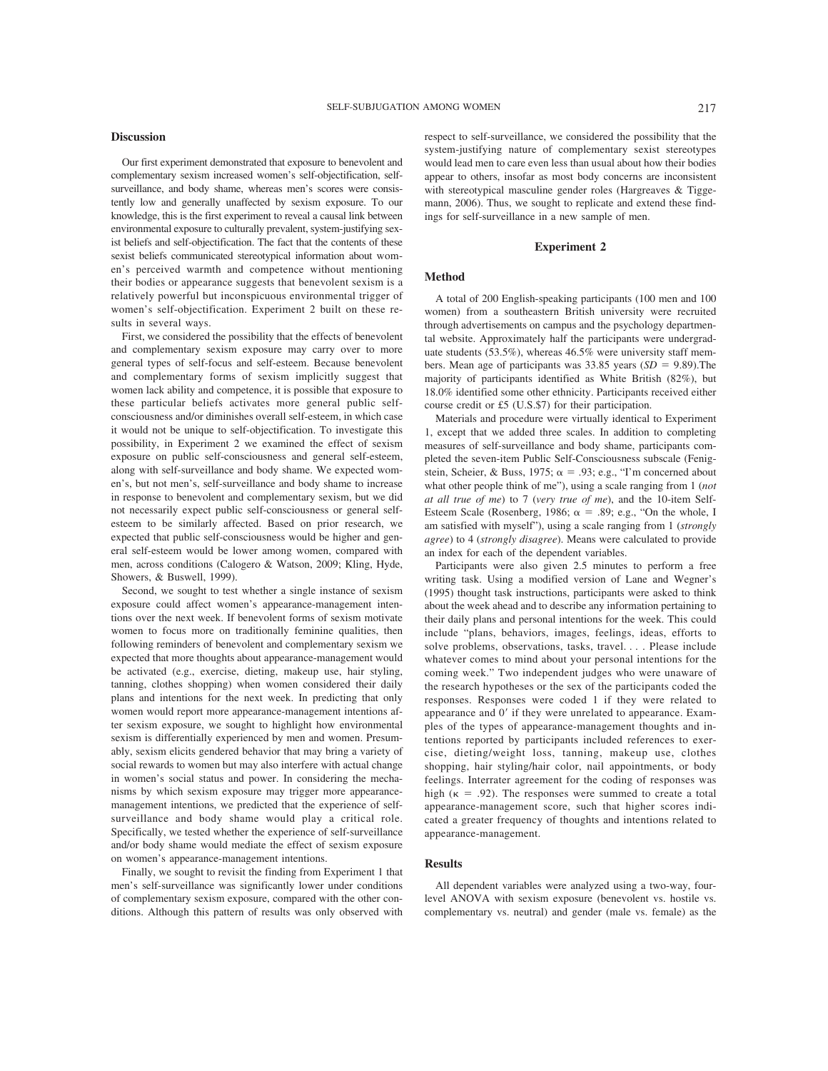## Discussion

Our first experiment demonstrated that exposure to benevolent and complementary sexism increased women's self-objectification, self-surveillance, and body shame, whereas men's scores were consistently low and generally unaffected by sexism exposure. To our knowledge, this is the first experiment to reveal a causal link between environmental exposure to culturally prevalent, system-justifying sexist beliefs and self-objectification. The fact that the contents of these sexist beliefs communicated stereotypical information about women's perceived warmth and competence without mentioning their bodies or appearance suggests that benevolent sexism is a relatively powerful but inconspicuous environmental trigger of women's self-objectification. Experiment 2 built on these results in several ways.

First, we considered the possibility that the effects of benevolent and complementary sexism exposure may carry over to more general types of self-focus and self-esteem. Because benevolent and complementary forms of sexism implicitly suggest that women lack ability and competence, it is possible that exposure to these particular beliefs activates more general public self-consciousness and/or diminishes overall self-esteem, in which case it would not be unique to self-objectification. To investigate this possibility, in Experiment 2 we examined the effect of sexism exposure on public self-consciousness and general self-esteem, along with self-surveillance and body shame. We expected women's, but not men's, self-surveillance and body shame to increase in response to benevolent and complementary sexism, but we did not necessarily expect public self-consciousness or general self-esteem to be similarly affected. Based on prior research, we expected that public self-consciousness would be higher and general self-esteem would be lower among women, compared with men, across conditions (Calogero & Watson, 2009; Kling, Hyde, Showers, & Buswell, 1999).

Second, we sought to test whether a single instance of sexism exposure could affect women's appearance-management intentions over the next week. If benevolent forms of sexism motivate women to focus more on traditionally feminine qualities, then following reminders of benevolent and complementary sexism we expected that more thoughts about appearance-management would be activated (e.g., exercise, dieting, makeup use, hair styling, tanning, clothes shopping) when women considered their daily plans and intentions for the next week. In predicting that only women would report more appearance-management intentions after sexism exposure, we sought to highlight how environmental sexism is differentially experienced by men and women. Presumably, sexism elicits gendered behavior that may bring a variety of social rewards to women but may also interfere with actual change in women's social status and power. In considering the mechanisms by which sexism exposure may trigger more appearance-management intentions, we predicted that the experience of self-surveillance and body shame would play a critical role. Specifically, we tested whether the experience of self-surveillance and/or body shame would mediate the effect of sexism exposure on women's appearance-management intentions.

Finally, we sought to revisit the finding from Experiment 1 that men's self-surveillance was significantly lower under conditions of complementary sexism exposure, compared with the other conditions. Although this pattern of results was only observed with respect to self-surveillance, we considered the possibility that the system-justifying nature of complementary sexist stereotypes would lead men to care even less than usual about how their bodies appear to others, insofar as most body concerns are inconsistent with stereotypical masculine gender roles (Hargreaves & Tiggemann, 2006). Thus, we sought to replicate and extend these findings for self-surveillance in a new sample of men.

## Experiment 2

### Method

A total of 200 English-speaking participants (100 men and 100 women) from a southeastern British university were recruited through advertisements on campus and the psychology departmental website. Approximately half the participants were undergraduate students (53.5%), whereas 46.5% were university staff members. Mean age of participants was 33.85 years ($SD = 9.89$).The majority of participants identified as White British (82%), but 18.0% identified some other ethnicity. Participants received either course credit or £5 (U.S.$7) for their participation.

Materials and procedure were virtually identical to Experiment 1, except that we added three scales. In addition to completing measures of self-surveillance and body shame, participants completed the seven-item Public Self-Consciousness subscale (Fenigstein, Scheier, & Buss, 1975; $\alpha = .93$; e.g., "I'm concerned about what other people think of me"), using a scale ranging from 1 (*not at all true of me*) to 7 (*very true of me*), and the 10-item Self-Esteem Scale (Rosenberg, 1986; $\alpha = .89$; e.g., "On the whole, I am satisfied with myself"), using a scale ranging from 1 (*strongly agree*) to 4 (*strongly disagree*). Means were calculated to provide an index for each of the dependent variables.

Participants were also given 2.5 minutes to perform a free writing task. Using a modified version of Lane and Wegner's (1995) thought task instructions, participants were asked to think about the week ahead and to describe any information pertaining to their daily plans and personal intentions for the week. This could include "plans, behaviors, images, feelings, ideas, efforts to solve problems, observations, tasks, travel. . . . Please include whatever comes to mind about your personal intentions for the coming week." Two independent judges who were unaware of the research hypotheses or the sex of the participants coded the responses. Responses were coded 1 if they were related to appearance and 0′ if they were unrelated to appearance. Examples of the types of appearance-management thoughts and intentions reported by participants included references to exercise, dieting/weight loss, tanning, makeup use, clothes shopping, hair styling/hair color, nail appointments, or body feelings. Interrater agreement for the coding of responses was high ($\kappa = .92$). The responses were summed to create a total appearance-management score, such that higher scores indicated a greater frequency of thoughts and intentions related to appearance-management.

### Results

All dependent variables were analyzed using a two-way, four-level ANOVA with sexism exposure (benevolent vs. hostile vs. complementary vs. neutral) and gender (male vs. female) as the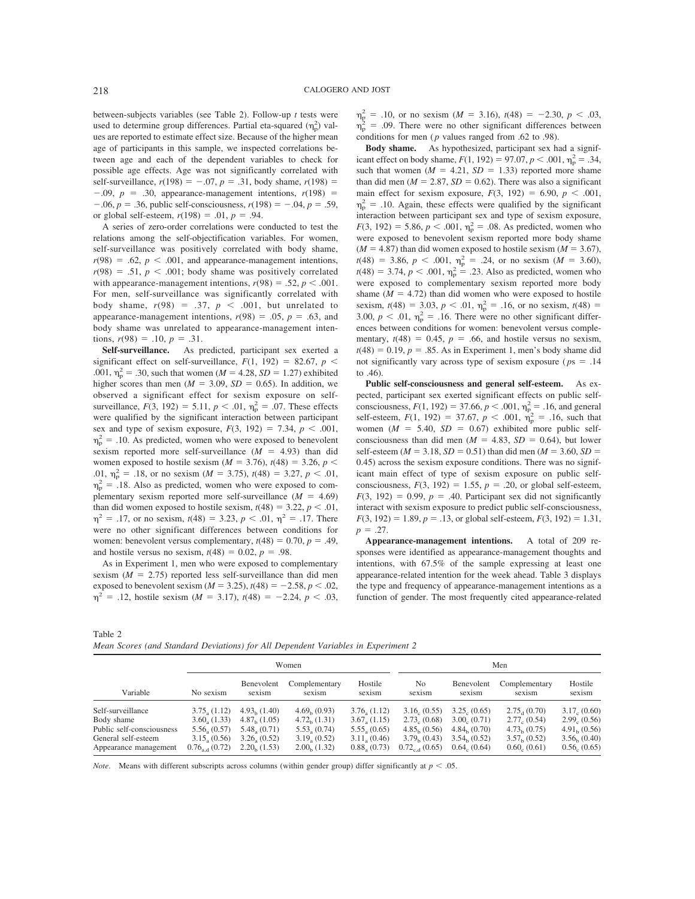between-subjects variables (see Table 2). Follow-up *t* tests were used to determine group differences. Partial eta-squared ($\eta_p^2$) values are reported to estimate effect size. Because of the higher mean age of participants in this sample, we inspected correlations between age and each of the dependent variables to check for possible age effects. Age was not significantly correlated with self-surveillance, $r(198) = -.07$, $p = .31$, body shame, $r(198) = -.09$, $p = .30$, appearance-management intentions, $r(198) = -.06$, $p = .36$, public self-consciousness, $r(198) = -.04$, $p = .59$, or global self-esteem, $r(198) = .01$, $p = .94$.

A series of zero-order correlations were conducted to test the relations among the self-objectification variables. For women, self-surveillance was positively correlated with body shame, $r(98) = .62$, $p < .001$, and appearance-management intentions, $r(98) = .51$, $p < .001$; body shame was positively correlated with appearance-management intentions, $r(98) = .52$, $p < .001$. For men, self-surveillance was significantly correlated with body shame, $r(98) = .37$, $p < .001$, but unrelated to appearance-management intentions, $r(98) = .05$, $p = .63$, and body shame was unrelated to appearance-management intentions, $r(98) = .10$, $p = .31$.

**Self-surveillance.** As predicted, participant sex exerted a significant effect on self-surveillance, $F(1, 192) = 82.67$, $p < .001$, $\eta_p^2 = .30$, such that women ($M = 4.28$, $SD = 1.27$) exhibited higher scores than men ($M = 3.09$, $SD = 0.65$). In addition, we observed a significant effect for sexism exposure on self-surveillance, $F(3, 192) = 5.11$, $p < .01$, $\eta_p^2 = .07$. These effects were qualified by the significant interaction between participant sex and type of sexism exposure, $F(3, 192) = 7.34$, $p < .001$, $\eta_p^2 = .10$. As predicted, women who were exposed to benevolent sexism reported more self-surveillance ($M = 4.93$) than did women exposed to hostile sexism ($M = 3.76$), $t(48) = 3.26$, $p < .01$, $\eta_p^2 = .18$, or no sexism ($M = 3.75$), $t(48) = 3.27$, $p < .01$, $\eta_p^2 = .18$. Also as predicted, women who were exposed to complementary sexism reported more self-surveillance ($M = 4.69$) than did women exposed to hostile sexism, $t(48) = 3.22$, $p < .01$, $\eta^2 = .17$, or no sexism, $t(48) = 3.23$, $p < .01$, $\eta^2 = .17$. There were no other significant differences between conditions for women: benevolent versus complementary, $t(48) = 0.70$, $p = .49$, and hostile versus no sexism, $t(48) = 0.02$, $p = .98$.

As in Experiment 1, men who were exposed to complementary sexism ($M = 2.75$) reported less self-surveillance than did men exposed to benevolent sexism ($M = 3.25$), $t(48) = -2.58$, $p < .02$, $\eta^2 = .12$, hostile sexism ($M = 3.17$), $t(48) = -2.24$, $p < .03$, $\eta_p^2 = .10$, or no sexism ($M = 3.16$), $t(48) = -2.30$, $p < .03$, $\eta_p^2 = .09$. There were no other significant differences between conditions for men (*p* values ranged from .62 to .98).

**Body shame.** As hypothesized, participant sex had a significant effect on body shame, $F(1, 192) = 97.07$, $p < .001$, $\eta_p^2 = .34$, such that women ($M = 4.21$, $SD = 1.33$) reported more shame than did men ($M = 2.87$, $SD = 0.62$). There was also a significant main effect for sexism exposure, $F(3, 192) = 6.90$, $p < .001$, $\eta_p^2 = .10$. Again, these effects were qualified by the significant interaction between participant sex and type of sexism exposure, $F(3, 192) = 5.86$, $p < .001$, $\eta_p^2 = .08$. As predicted, women who were exposed to benevolent sexism reported more body shame ($M = 4.87$) than did women exposed to hostile sexism ($M = 3.67$), $t(48) = 3.86$, $p < .001$, $\eta_p^2 = .24$, or no sexism ($M = 3.60$), $t(48) = 3.74$, $p < .001$, $\eta_p^2 = .23$. Also as predicted, women who were exposed to complementary sexism reported more body shame ($M = 4.72$) than did women who were exposed to hostile sexism, $t(48) = 3.03$, $p < .01$, $\eta_p^2 = .16$, or no sexism, $t(48) = 3.00$, $p < .01$, $\eta_p^2 = .16$. There were no other significant differences between conditions for women: benevolent versus complementary, $t(48) = 0.45$, $p = .66$, and hostile versus no sexism, $t(48) = 0.19$, $p = .85$. As in Experiment 1, men's body shame did not significantly vary across type of sexism exposure (*p*s = .14 to .46).

**Public self-consciousness and general self-esteem.** As expected, participant sex exerted significant effects on public self-consciousness, $F(1, 192) = 37.66$, $p < .001$, $\eta_p^2 = .16$, and general self-esteem, $F(1, 192) = 37.67$, $p < .001$, $\eta_p^2 = .16$, such that women ($M = 5.40$, $SD = 0.67$) exhibited more public self-consciousness than did men ($M = 4.83$, $SD = 0.64$), but lower self-esteem ($M = 3.18$, $SD = 0.51$) than did men ($M = 3.60$, $SD = 0.45$) across the sexism exposure conditions. There was no significant main effect of type of sexism exposure on public self-consciousness, $F(3, 192) = 1.55$, $p = .20$, or global self-esteem, $F(3, 192) = 0.99$, $p = .40$. Participant sex did not significantly interact with sexism exposure to predict public self-consciousness, $F(3, 192) = 1.89$, $p = .13$, or global self-esteem, $F(3, 192) = 1.31$, $p = .27$.

**Appearance-management intentions.** A total of 209 responses were identified as appearance-management thoughts and intentions, with 67.5% of the sample expressing at least one appearance-related intention for the week ahead. Table 3 displays the type and frequency of appearance-management intentions as a function of gender. The most frequently cited appearance-related

Table 2
*Mean Scores (and Standard Deviations) for All Dependent Variables in Experiment 2*

| | Women | | | | Men | | | |
|---|---|---|---|---|---|---|---|---|
| Variable | No sexism | Benevolent sexism | Complementary sexism | Hostile sexism | No sexism | Benevolent sexism | Complementary sexism | Hostile sexism |
| Self-surveillance | $3.75_a$ (1.12) | $4.93_b$ (1.40) | $4.69_b$ (0.93) | $3.76_a$ (1.12) | $3.16_c$ (0.55) | $3.25_c$ (0.65) | $2.75_d$ (0.70) | $3.17_c$ (0.60) |
| Body shame | $3.60_a$ (1.33) | $4.87_b$ (1.05) | $4.72_b$ (1.31) | $3.67_a$ (1.15) | $2.73_c$ (0.68) | $3.00_c$ (0.71) | $2.77_c$ (0.54) | $2.99_c$ (0.56) |
| Public self-consciousness | $5.56_a$ (0.57) | $5.48_a$ (0.71) | $5.53_a$ (0.74) | $5.55_a$ (0.65) | $4.85_b$ (0.56) | $4.84_b$ (0.70) | $4.73_b$ (0.75) | $4.91_b$ (0.56) |
| General self-esteem | $3.15_a$ (0.56) | $3.26_a$ (0.52) | $3.19_a$ (0.52) | $3.11_a$ (0.46) | $3.79_b$ (0.43) | $3.54_b$ (0.52) | $3.57_b$ (0.52) | $3.56_b$ (0.40) |
| Appearance management | $0.76_{a,d}$ (0.72) | $2.20_b$ (1.53) | $2.00_b$ (1.32) | $0.88_a$ (0.73) | $0.72_{c,d}$ (0.65) | $0.64_c$ (0.64) | $0.60_c$ (0.61) | $0.56_c$ (0.65) |

*Note*. Means with different subscripts across columns (within gender group) differ significantly at $p < .05$.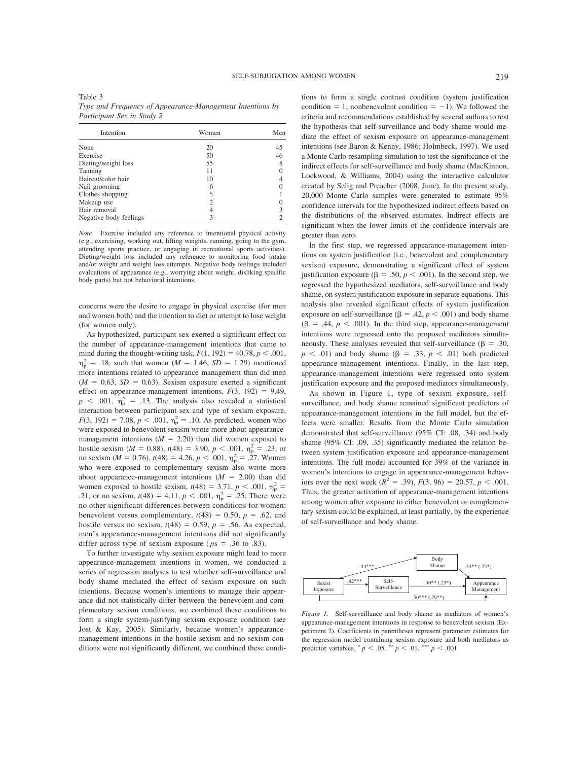Table 3
*Type and Frequency of Appearance-Management Intentions by Participant Sex in Study 2*

| Intention | Women | Men |
|---|---|---|
| None | 20 | 45 |
| Exercise | 50 | 46 |
| Dieting/weight loss | 55 | 8 |
| Tanning | 11 | 0 |
| Haircut/color hair | 10 | 4 |
| Nail grooming | 6 | 0 |
| Clothes shopping | 5 | 1 |
| Makeup use | 2 | 0 |
| Hair removal | 4 | 3 |
| Negative body feelings | 3 | 2 |

*Note*. Exercise included any reference to intentional physical activity (e.g., exercising, working out, lifting weights, running, going to the gym, attending sports practice, or engaging in recreational sports activities). Dieting/weight loss included any reference to monitoring food intake and/or weight and weight loss attempts. Negative body feelings included evaluations of appearance (e.g., worrying about weight, disliking specific body parts) but not behavioral intentions.

concerns were the desire to engage in physical exercise (for men and women both) and the intention to diet or attempt to lose weight (for women only).

As hypothesized, participant sex exerted a significant effect on the number of appearance-management intentions that came to mind during the thought-writing task, $F(1, 192) = 40.78$, $p < .001$, $\eta_p^2 = .18$, such that women ($M = 1.46$, $SD = 1.29$) mentioned more intentions related to appearance management than did men ($M = 0.63$, $SD = 0.63$). Sexism exposure exerted a significant effect on appearance-management intentions, $F(3, 192) = 9.49$, $p < .001$, $\eta_p^2 = .13$. The analysis also revealed a statistical interaction between participant sex and type of sexism exposure, $F(3, 192) = 7.08$, $p < .001$, $\eta_p^2 = .10$. As predicted, women who were exposed to benevolent sexism wrote more about appearance-management intentions ($M = 2.20$) than did women exposed to hostile sexism ($M = 0.88$), $t(48) = 3.90$, $p < .001$, $\eta_p^2 = .23$, or no sexism ($M = 0.76$), $t(48) = 4.26$, $p < .001$, $\eta_p^2 = .27$. Women who were exposed to complementary sexism also wrote more about appearance-management intentions ($M = 2.00$) than did women exposed to hostile sexism, $t(48) = 3.71$, $p < .001$, $\eta_p^2 = .21$, or no sexism, $t(48) = 4.11$, $p < .001$, $\eta_p^2 = .25$. There were no other significant differences between conditions for women: benevolent versus complementary, $t(48) = 0.50$, $p = .62$, and hostile versus no sexism, $t(48) = 0.59$, $p = .56$. As expected, men's appearance-management intentions did not significantly differ across type of sexism exposure ($ps = .36$ to $.83$).

To further investigate why sexism exposure might lead to more appearance-management intentions in women, we conducted a series of regression analyses to test whether self-surveillance and body shame mediated the effect of sexism exposure on such intentions. Because women's intentions to manage their appearance did not statistically differ between the benevolent and complementary sexism conditions, we combined these conditions to form a single system-justifying sexism exposure condition (see Jost & Kay, 2005). Similarly, because women's appearance-management intentions in the hostile sexism and no sexism conditions were not significantly different, we combined these conditions to form a single contrast condition (system justification condition = 1; nonbenevolent condition = −1). We followed the criteria and recommendations established by several authors to test the hypothesis that self-surveillance and body shame would mediate the effect of sexism exposure on appearance-management intentions (see Baron & Kenny, 1986; Holmbeck, 1997). We used a Monte Carlo resampling simulation to test the significance of the indirect effects for self-surveillance and body shame (MacKinnon, Lockwood, & Williams, 2004) using the interactive calculator created by Selig and Preacher (2008, June). In the present study, 20,000 Monte Carlo samples were generated to estimate 95% confidence intervals for the hypothesized indirect effects based on the distributions of the observed estimates. Indirect effects are significant when the lower limits of the confidence intervals are greater than zero.

In the first step, we regressed appearance-management intentions on system justification (i.e., benevolent and complementary sexism) exposure, demonstrating a significant effect of system justification exposure ($\beta = .50$, $p < .001$). In the second step, we regressed the hypothesized mediators, self-surveillance and body shame, on system justification exposure in separate equations. This analysis also revealed significant effects of system justification exposure on self-surveillance ($\beta = .42$, $p < .001$) and body shame ($\beta = .44$, $p < .001$). In the third step, appearance-management intentions were regressed onto the proposed mediators simultaneously. These analyses revealed that self-surveillance ($\beta = .30$, $p < .01$) and body shame ($\beta = .33$, $p < .01$) both predicted appearance-management intentions. Finally, in the last step, appearance-management intentions were regressed onto system justification exposure and the proposed mediators simultaneously.

As shown in Figure 1, type of sexism exposure, self-surveillance, and body shame remained significant predictors of appearance-management intentions in the full model, but the effects were smaller. Results from the Monte Carlo simulation demonstrated that self-surveillance (95% CI: .08, .34) and body shame (95% CI: .09, .35) significantly mediated the relation between system justification exposure and appearance-management intentions. The full model accounted for 39% of the variance in women's intentions to engage in appearance-management behaviors over the next week ($R^2 = .39$), $F(3, 96) = 20.57$, $p < .001$. Thus, the greater activation of appearance-management intentions among women after exposure to either benevolent or complementary sexism could be explained, at least partially, by the experience of self-surveillance and body shame.

*Figure 1.* Self-surveillance and body shame as mediators of women's appearance-management intentions in response to benevolent sexism (Experiment 2). Coefficients in parentheses represent parameter estimates for the regression model containing sexism exposure and both mediators as predictor variables. $^{*}p < .05$. $^{**}p < .01$. $^{***}p < .001$.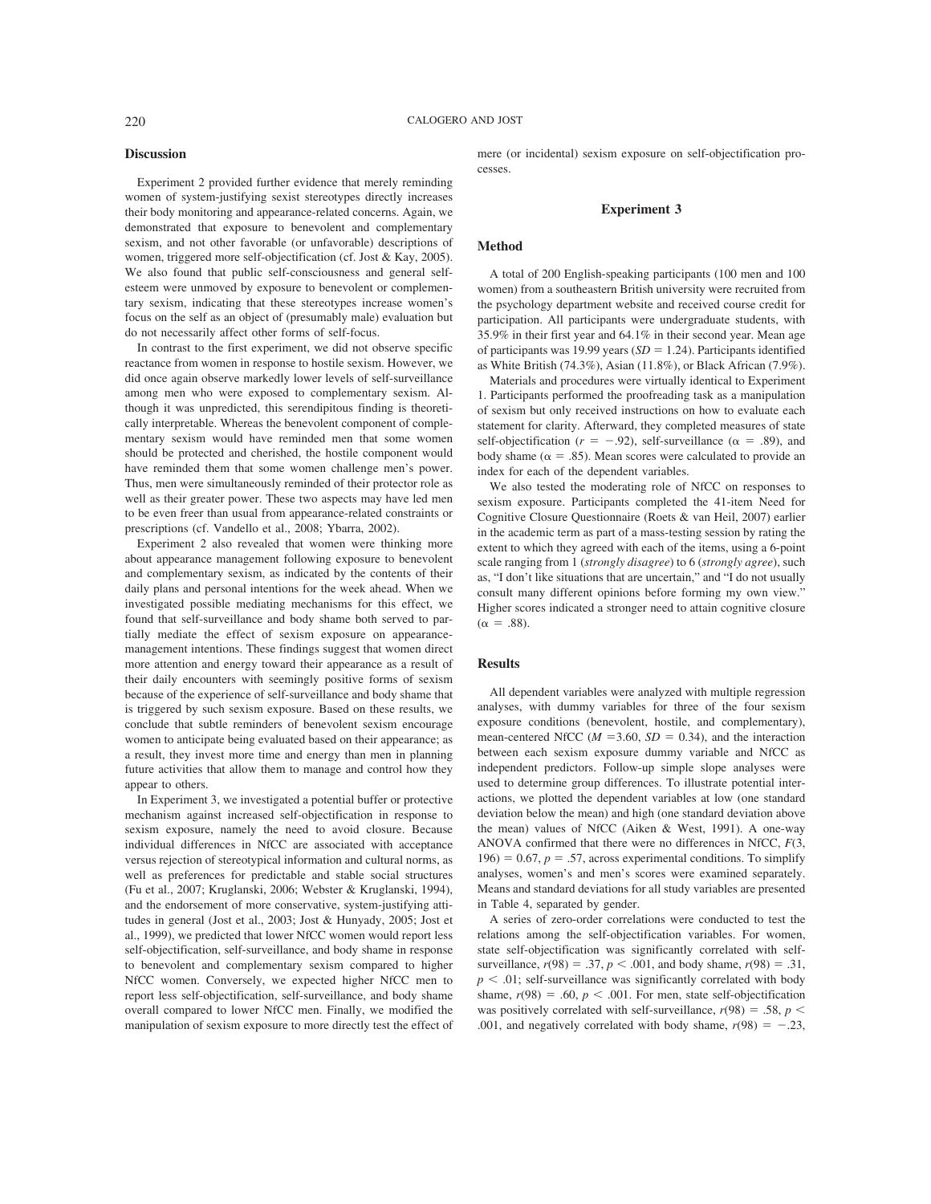### Discussion

Experiment 2 provided further evidence that merely reminding women of system-justifying sexist stereotypes directly increases their body monitoring and appearance-related concerns. Again, we demonstrated that exposure to benevolent and complementary sexism, and not other favorable (or unfavorable) descriptions of women, triggered more self-objectification (cf. Jost & Kay, 2005). We also found that public self-consciousness and general self-esteem were unmoved by exposure to benevolent or complementary sexism, indicating that these stereotypes increase women's focus on the self as an object of (presumably male) evaluation but do not necessarily affect other forms of self-focus.

In contrast to the first experiment, we did not observe specific reactance from women in response to hostile sexism. However, we did once again observe markedly lower levels of self-surveillance among men who were exposed to complementary sexism. Although it was unpredicted, this serendipitous finding is theoretically interpretable. Whereas the benevolent component of complementary sexism would have reminded men that some women should be protected and cherished, the hostile component would have reminded them that some women challenge men's power. Thus, men were simultaneously reminded of their protector role as well as their greater power. These two aspects may have led men to be even freer than usual from appearance-related constraints or prescriptions (cf. Vandello et al., 2008; Ybarra, 2002).

Experiment 2 also revealed that women were thinking more about appearance management following exposure to benevolent and complementary sexism, as indicated by the contents of their daily plans and personal intentions for the week ahead. When we investigated possible mediating mechanisms for this effect, we found that self-surveillance and body shame both served to partially mediate the effect of sexism exposure on appearance-management intentions. These findings suggest that women direct more attention and energy toward their appearance as a result of their daily encounters with seemingly positive forms of sexism because of the experience of self-surveillance and body shame that is triggered by such sexism exposure. Based on these results, we conclude that subtle reminders of benevolent sexism encourage women to anticipate being evaluated based on their appearance; as a result, they invest more time and energy than men in planning future activities that allow them to manage and control how they appear to others.

In Experiment 3, we investigated a potential buffer or protective mechanism against increased self-objectification in response to sexism exposure, namely the need to avoid closure. Because individual differences in NfCC are associated with acceptance versus rejection of stereotypical information and cultural norms, as well as preferences for predictable and stable social structures (Fu et al., 2007; Kruglanski, 2006; Webster & Kruglanski, 1994), and the endorsement of more conservative, system-justifying attitudes in general (Jost et al., 2003; Jost & Hunyady, 2005; Jost et al., 1999), we predicted that lower NfCC women would report less self-objectification, self-surveillance, and body shame in response to benevolent and complementary sexism compared to higher NfCC women. Conversely, we expected higher NfCC men to report less self-objectification, self-surveillance, and body shame overall compared to lower NfCC men. Finally, we modified the manipulation of sexism exposure to more directly test the effect of mere (or incidental) sexism exposure on self-objectification processes.

## Experiment 3

### Method

A total of 200 English-speaking participants (100 men and 100 women) from a southeastern British university were recruited from the psychology department website and received course credit for participation. All participants were undergraduate students, with 35.9% in their first year and 64.1% in their second year. Mean age of participants was 19.99 years ($SD = 1.24$). Participants identified as White British (74.3%), Asian (11.8%), or Black African (7.9%).

Materials and procedures were virtually identical to Experiment 1. Participants performed the proofreading task as a manipulation of sexism but only received instructions on how to evaluate each statement for clarity. Afterward, they completed measures of state self-objectification ($r = -.92$), self-surveillance ($\alpha = .89$), and body shame ($\alpha = .85$). Mean scores were calculated to provide an index for each of the dependent variables.

We also tested the moderating role of NfCC on responses to sexism exposure. Participants completed the 41-item Need for Cognitive Closure Questionnaire (Roets & van Heil, 2007) earlier in the academic term as part of a mass-testing session by rating the extent to which they agreed with each of the items, using a 6-point scale ranging from 1 (*strongly disagree*) to 6 (*strongly agree*), such as, "I don't like situations that are uncertain," and "I do not usually consult many different opinions before forming my own view." Higher scores indicated a stronger need to attain cognitive closure ($\alpha = .88$).

### Results

All dependent variables were analyzed with multiple regression analyses, with dummy variables for three of the four sexism exposure conditions (benevolent, hostile, and complementary), mean-centered NfCC ($M = 3.60$, $SD = 0.34$), and the interaction between each sexism exposure dummy variable and NfCC as independent predictors. Follow-up simple slope analyses were used to determine group differences. To illustrate potential interactions, we plotted the dependent variables at low (one standard deviation below the mean) and high (one standard deviation above the mean) values of NfCC (Aiken & West, 1991). A one-way ANOVA confirmed that there were no differences in NfCC, $F(3, 196) = 0.67$, $p = .57$, across experimental conditions. To simplify analyses, women's and men's scores were examined separately. Means and standard deviations for all study variables are presented in Table 4, separated by gender.

A series of zero-order correlations were conducted to test the relations among the self-objectification variables. For women, state self-objectification was significantly correlated with self-surveillance, $r(98) = .37$, $p < .001$, and body shame, $r(98) = .31$, $p < .01$; self-surveillance was significantly correlated with body shame, $r(98) = .60$, $p < .001$. For men, state self-objectification was positively correlated with self-surveillance, $r(98) = .58$, $p < .001$, and negatively correlated with body shame, $r(98) = -.23$,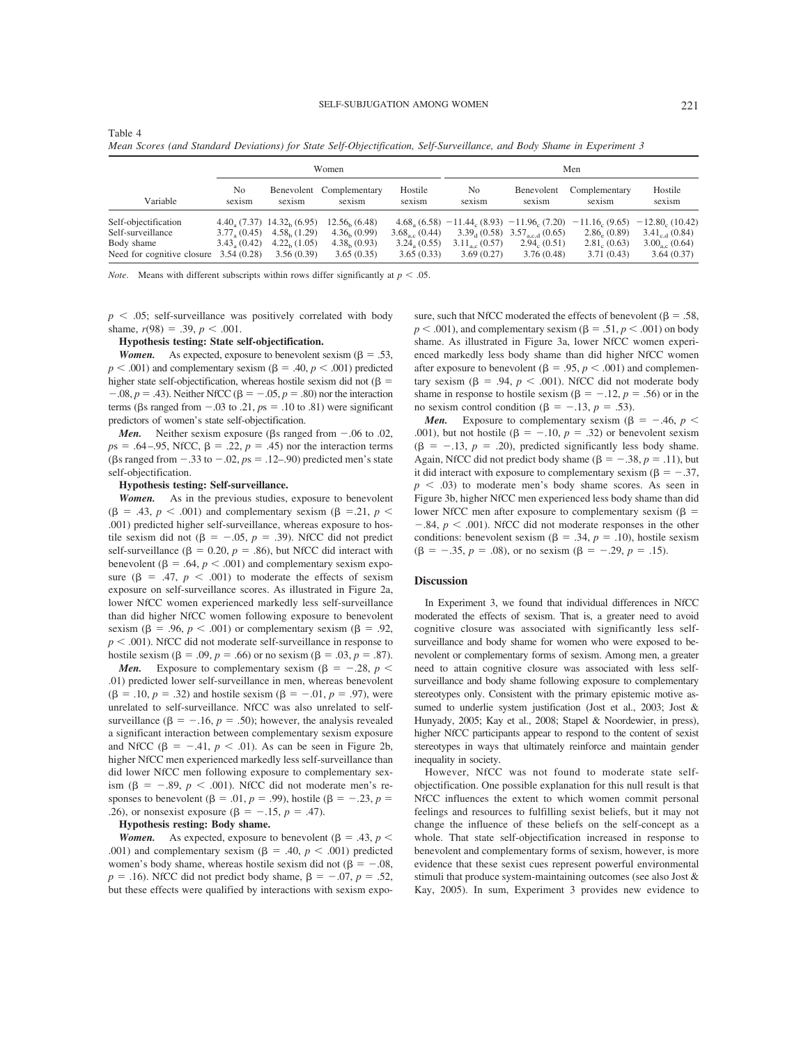Table 4
*Mean Scores (and Standard Deviations) for State Self-Objectification, Self-Surveillance, and Body Shame in Experiment 3*

| | Women | | | | Men | | | |
|---|---|---|---|---|---|---|---|---|
| Variable | No sexism | Benevolent sexism | Complementary sexism | Hostile sexism | No sexism | Benevolent sexism | Complementary sexism | Hostile sexism |
| Self-objectification | $4.40_a$ (7.37) | $14.32_b$ (6.95) | $12.56_b$ (6.48) | $4.68_a$ (6.58) | $-11.44_c$ (8.93) | $-11.96_c$ (7.20) | $-11.16_c$ (9.65) | $-12.80_c$ (10.42) |
| Self-surveillance | $3.77_a$ (0.45) | $4.58_b$ (1.29) | $4.36_b$ (0.99) | $3.68_{a,c}$ (0.44) | $3.39_d$ (0.58) | $3.57_{a,c,d}$ (0.65) | $2.86_e$ (0.89) | $3.41_{c,d}$ (0.84) |
| Body shame | $3.43_a$ (0.42) | $4.22_b$ (1.05) | $4.38_b$ (0.93) | $3.24_a$ (0.55) | $3.11_{a,c}$ (0.57) | $2.94_c$ (0.51) | $2.81_c$ (0.63) | $3.00_{a,c}$ (0.64) |
| Need for cognitive closure | 3.54 (0.28) | 3.56 (0.39) | 3.65 (0.35) | 3.65 (0.33) | 3.69 (0.27) | 3.76 (0.48) | 3.71 (0.43) | 3.64 (0.37) |

*Note*. Means with different subscripts within rows differ significantly at $p < .05$.

$p < .05$; self-surveillance was positively correlated with body shame, $r(98) = .39$, $p < .001$.

**Hypothesis testing: State self-objectification.**

***Women.*** As expected, exposure to benevolent sexism ($\beta = .53$, $p < .001$) and complementary sexism ($\beta = .40$, $p < .001$) predicted higher state self-objectification, whereas hostile sexism did not ($\beta = -.08$, $p = .43$). Neither NfCC ($\beta = -.05$, $p = .80$) nor the interaction terms (βs ranged from $-.03$ to .21, $ps = .10$ to .81) were significant predictors of women's state self-objectification.

***Men.*** Neither sexism exposure (βs ranged from $-.06$ to .02, $ps = .64$–.95, NfCC, $\beta = .22$, $p = .45$) nor the interaction terms (βs ranged from $-.33$ to $-.02$, $ps = .12$–.90) predicted men's state self-objectification.

**Hypothesis testing: Self-surveillance.**

***Women.*** As in the previous studies, exposure to benevolent ($\beta = .43$, $p < .001$) and complementary sexism ($\beta = .21$, $p < .001$) predicted higher self-surveillance, whereas exposure to hostile sexism did not ($\beta = -.05$, $p = .39$). NfCC did not predict self-surveillance ($\beta = 0.20$, $p = .86$), but NfCC did interact with benevolent ($\beta = .64$, $p < .001$) and complementary sexism exposure ($\beta = .47$, $p < .001$) to moderate the effects of sexism exposure on self-surveillance scores. As illustrated in Figure 2a, lower NfCC women experienced markedly less self-surveillance than did higher NfCC women following exposure to benevolent sexism ($\beta = .96$, $p < .001$) or complementary sexism ($\beta = .92$, $p < .001$). NfCC did not moderate self-surveillance in response to hostile sexism ($\beta = .09$, $p = .66$) or no sexism ($\beta = .03$, $p = .87$).

***Men.*** Exposure to complementary sexism ($\beta = -.28$, $p < .01$) predicted lower self-surveillance in men, whereas benevolent ($\beta = .10$, $p = .32$) and hostile sexism ($\beta = -.01$, $p = .97$), were unrelated to self-surveillance. NfCC was also unrelated to self-surveillance ($\beta = -.16$, $p = .50$); however, the analysis revealed a significant interaction between complementary sexism exposure and NfCC ($\beta = -.41$, $p < .01$). As can be seen in Figure 2b, higher NfCC men experienced markedly less self-surveillance than did lower NfCC men following exposure to complementary sexism ($\beta = -.89$, $p < .001$). NfCC did not moderate men's responses to benevolent ($\beta = .01$, $p = .99$), hostile ($\beta = -.23$, $p = .26$), or nonsexist exposure ($\beta = -.15$, $p = .47$).

**Hypothesis resting: Body shame.**

***Women.*** As expected, exposure to benevolent ($\beta = .43$, $p < .001$) and complementary sexism ($\beta = .40$, $p < .001$) predicted women's body shame, whereas hostile sexism did not ($\beta = -.08$, $p = .16$). NfCC did not predict body shame, $\beta = -.07$, $p = .52$, but these effects were qualified by interactions with sexism exposure, such that NfCC moderated the effects of benevolent ($\beta = .58$, $p < .001$), and complementary sexism ($\beta = .51$, $p < .001$) on body shame. As illustrated in Figure 3a, lower NfCC women experienced markedly less body shame than did higher NfCC women after exposure to benevolent ($\beta = .95$, $p < .001$) and complementary sexism ($\beta = .94$, $p < .001$). NfCC did not moderate body shame in response to hostile sexism ($\beta = -.12$, $p = .56$) or in the no sexism control condition ($\beta = -.13$, $p = .53$).

***Men.*** Exposure to complementary sexism ($\beta = -.46$, $p < .001$), but not hostile ($\beta = -.10$, $p = .32$) or benevolent sexism ($\beta = -.13$, $p = .20$), predicted significantly less body shame. Again, NfCC did not predict body shame ($\beta = -.38$, $p = .11$), but it did interact with exposure to complementary sexism ($\beta = -.37$, $p < .03$) to moderate men's body shame scores. As seen in Figure 3b, higher NfCC men experienced less body shame than did lower NfCC men after exposure to complementary sexism ($\beta = -.84$, $p < .001$). NfCC did not moderate responses in the other conditions: benevolent sexism ($\beta = .34$, $p = .10$), hostile sexism ($\beta = -.35$, $p = .08$), or no sexism ($\beta = -.29$, $p = .15$).

## Discussion

In Experiment 3, we found that individual differences in NfCC moderated the effects of sexism. That is, a greater need to avoid cognitive closure was associated with significantly less self-surveillance and body shame for women who were exposed to benevolent or complementary forms of sexism. Among men, a greater need to attain cognitive closure was associated with less self-surveillance and body shame following exposure to complementary stereotypes only. Consistent with the primary epistemic motive assumed to underlie system justification (Jost et al., 2003; Jost & Hunyady, 2005; Kay et al., 2008; Stapel & Noordewier, in press), higher NfCC participants appear to respond to the content of sexist stereotypes in ways that ultimately reinforce and maintain gender inequality in society.

However, NfCC was not found to moderate state self-objectification. One possible explanation for this null result is that NfCC influences the extent to which women commit personal feelings and resources to fulfilling sexist beliefs, but it may not change the influence of these beliefs on the self-concept as a whole. That state self-objectification increased in response to benevolent and complementary forms of sexism, however, is more evidence that these sexist cues represent powerful environmental stimuli that produce system-maintaining outcomes (see also Jost & Kay, 2005). In sum, Experiment 3 provides new evidence to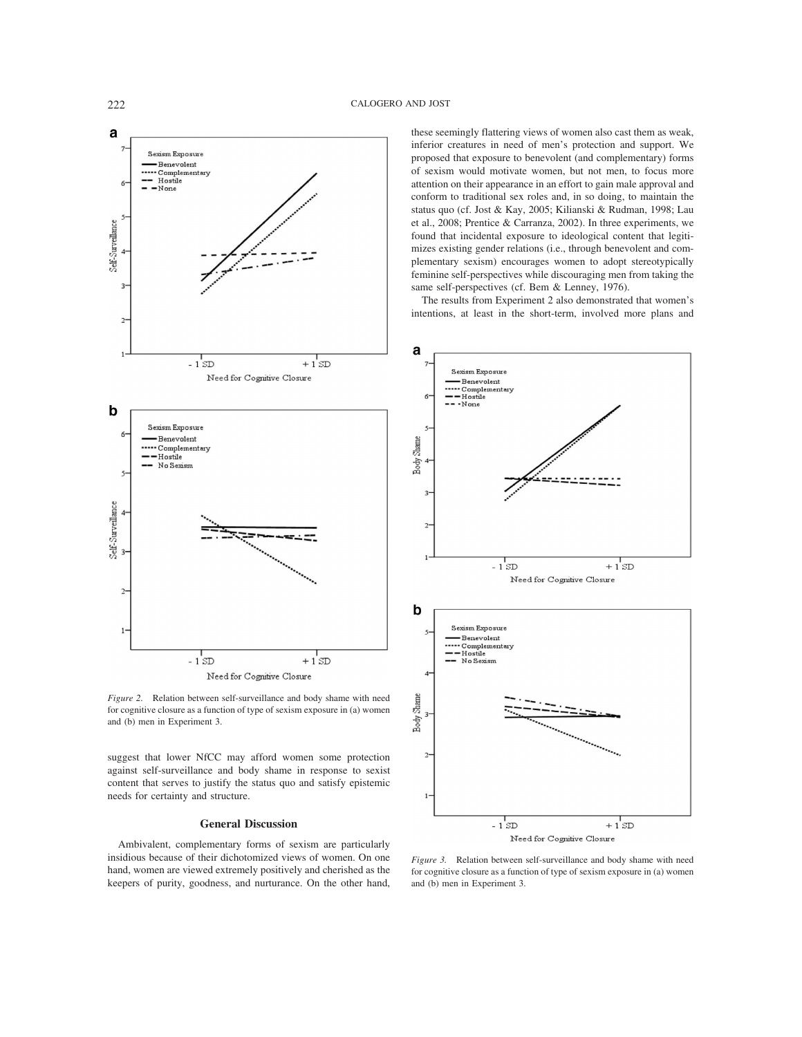*Figure 2.* Relation between self-surveillance and body shame with need for cognitive closure as a function of type of sexism exposure in (a) women and (b) men in Experiment 3.

suggest that lower NfCC may afford women some protection against self-surveillance and body shame in response to sexist content that serves to justify the status quo and satisfy epistemic needs for certainty and structure.

## General Discussion

Ambivalent, complementary forms of sexism are particularly insidious because of their dichotomized views of women. On one hand, women are viewed extremely positively and cherished as the keepers of purity, goodness, and nurturance. On the other hand, these seemingly flattering views of women also cast them as weak, inferior creatures in need of men's protection and support. We proposed that exposure to benevolent (and complementary) forms of sexism would motivate women, but not men, to focus more attention on their appearance in an effort to gain male approval and conform to traditional sex roles and, in so doing, to maintain the status quo (cf. Jost & Kay, 2005; Kilianski & Rudman, 1998; Lau et al., 2008; Prentice & Carranza, 2002). In three experiments, we found that incidental exposure to ideological content that legitimizes existing gender relations (i.e., through benevolent and complementary sexism) encourages women to adopt stereotypically feminine self-perspectives while discouraging men from taking the same self-perspectives (cf. Bem & Lenney, 1976).

The results from Experiment 2 also demonstrated that women's intentions, at least in the short-term, involved more plans and

*Figure 3.* Relation between self-surveillance and body shame with need for cognitive closure as a function of type of sexism exposure in (a) women and (b) men in Experiment 3.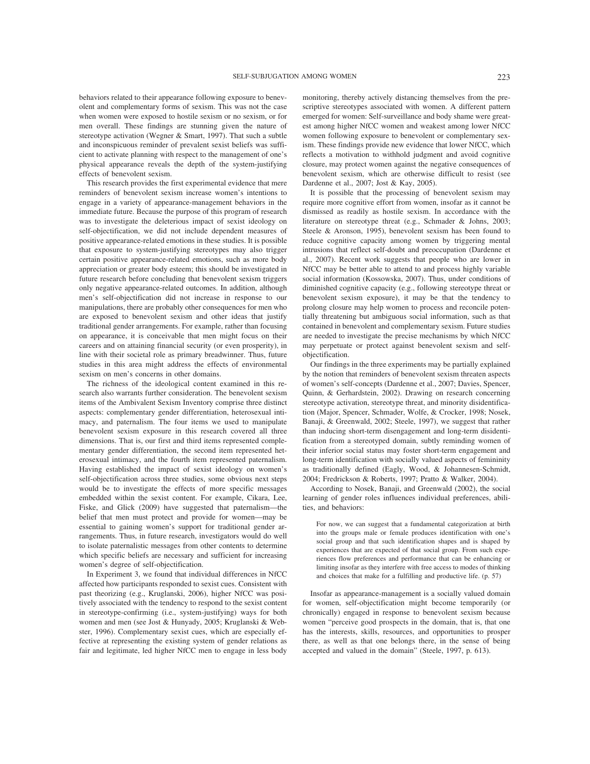behaviors related to their appearance following exposure to benevolent and complementary forms of sexism. This was not the case when women were exposed to hostile sexism or no sexism, or for men overall. These findings are stunning given the nature of stereotype activation (Wegner & Smart, 1997). That such a subtle and inconspicuous reminder of prevalent sexist beliefs was sufficient to activate planning with respect to the management of one's physical appearance reveals the depth of the system-justifying effects of benevolent sexism.

This research provides the first experimental evidence that mere reminders of benevolent sexism increase women's intentions to engage in a variety of appearance-management behaviors in the immediate future. Because the purpose of this program of research was to investigate the deleterious impact of sexist ideology on self-objectification, we did not include dependent measures of positive appearance-related emotions in these studies. It is possible that exposure to system-justifying stereotypes may also trigger certain positive appearance-related emotions, such as more body appreciation or greater body esteem; this should be investigated in future research before concluding that benevolent sexism triggers only negative appearance-related outcomes. In addition, although men's self-objectification did not increase in response to our manipulations, there are probably other consequences for men who are exposed to benevolent sexism and other ideas that justify traditional gender arrangements. For example, rather than focusing on appearance, it is conceivable that men might focus on their careers and on attaining financial security (or even prosperity), in line with their societal role as primary breadwinner. Thus, future studies in this area might address the effects of environmental sexism on men's concerns in other domains.

The richness of the ideological content examined in this research also warrants further consideration. The benevolent sexism items of the Ambivalent Sexism Inventory comprise three distinct aspects: complementary gender differentiation, heterosexual intimacy, and paternalism. The four items we used to manipulate benevolent sexism exposure in this research covered all three dimensions. That is, our first and third items represented complementary gender differentiation, the second item represented heterosexual intimacy, and the fourth item represented paternalism. Having established the impact of sexist ideology on women's self-objectification across three studies, some obvious next steps would be to investigate the effects of more specific messages embedded within the sexist content. For example, Cikara, Lee, Fiske, and Glick (2009) have suggested that paternalism—the belief that men must protect and provide for women—may be essential to gaining women's support for traditional gender arrangements. Thus, in future research, investigators would do well to isolate paternalistic messages from other contents to determine which specific beliefs are necessary and sufficient for increasing women's degree of self-objectification.

In Experiment 3, we found that individual differences in NfCC affected how participants responded to sexist cues. Consistent with past theorizing (e.g., Kruglanski, 2006), higher NfCC was positively associated with the tendency to respond to the sexist content in stereotype-confirming (i.e., system-justifying) ways for both women and men (see Jost & Hunyady, 2005; Kruglanski & Webster, 1996). Complementary sexist cues, which are especially effective at representing the existing system of gender relations as fair and legitimate, led higher NfCC men to engage in less body monitoring, thereby actively distancing themselves from the prescriptive stereotypes associated with women. A different pattern emerged for women: Self-surveillance and body shame were greatest among higher NfCC women and weakest among lower NfCC women following exposure to benevolent or complementary sexism. These findings provide new evidence that lower NfCC, which reflects a motivation to withhold judgment and avoid cognitive closure, may protect women against the negative consequences of benevolent sexism, which are otherwise difficult to resist (see Dardenne et al., 2007; Jost & Kay, 2005).

It is possible that the processing of benevolent sexism may require more cognitive effort from women, insofar as it cannot be dismissed as readily as hostile sexism. In accordance with the literature on stereotype threat (e.g., Schmader & Johns, 2003; Steele & Aronson, 1995), benevolent sexism has been found to reduce cognitive capacity among women by triggering mental intrusions that reflect self-doubt and preoccupation (Dardenne et al., 2007). Recent work suggests that people who are lower in NfCC may be better able to attend to and process highly variable social information (Kossowska, 2007). Thus, under conditions of diminished cognitive capacity (e.g., following stereotype threat or benevolent sexism exposure), it may be that the tendency to prolong closure may help women to process and reconcile potentially threatening but ambiguous social information, such as that contained in benevolent and complementary sexism. Future studies are needed to investigate the precise mechanisms by which NfCC may perpetuate or protect against benevolent sexism and self-objectification.

Our findings in the three experiments may be partially explained by the notion that reminders of benevolent sexism threaten aspects of women's self-concepts (Dardenne et al., 2007; Davies, Spencer, Quinn, & Gerhardstein, 2002). Drawing on research concerning stereotype activation, stereotype threat, and minority disidentification (Major, Spencer, Schmader, Wolfe, & Crocker, 1998; Nosek, Banaji, & Greenwald, 2002; Steele, 1997), we suggest that rather than inducing short-term disengagement and long-term disidentification from a stereotyped domain, subtly reminding women of their inferior social status may foster short-term engagement and long-term identification with socially valued aspects of femininity as traditionally defined (Eagly, Wood, & Johannesen-Schmidt, 2004; Fredrickson & Roberts, 1997; Pratto & Walker, 2004).

According to Nosek, Banaji, and Greenwald (2002), the social learning of gender roles influences individual preferences, abilities, and behaviors:

> For now, we can suggest that a fundamental categorization at birth into the groups male or female produces identification with one's social group and that such identification shapes and is shaped by experiences that are expected of that social group. From such experiences flow preferences and performance that can be enhancing or limiting insofar as they interfere with free access to modes of thinking and choices that make for a fulfilling and productive life. (p. 57)

Insofar as appearance-management is a socially valued domain for women, self-objectification might become temporarily (or chronically) engaged in response to benevolent sexism because women "perceive good prospects in the domain, that is, that one has the interests, skills, resources, and opportunities to prosper there, as well as that one belongs there, in the sense of being accepted and valued in the domain" (Steele, 1997, p. 613).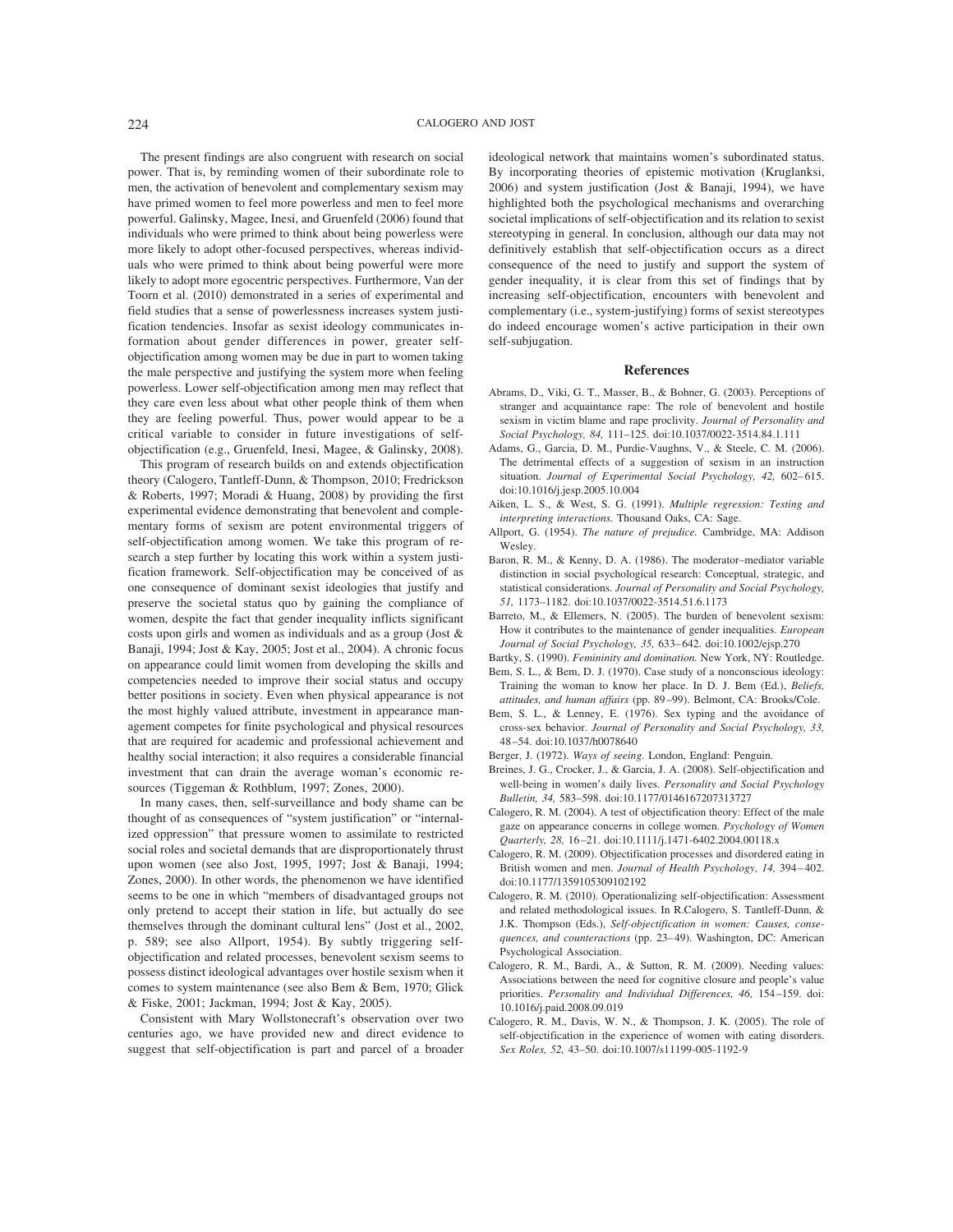The present findings are also congruent with research on social power. That is, by reminding women of their subordinate role to men, the activation of benevolent and complementary sexism may have primed women to feel more powerless and men to feel more powerful. Galinsky, Magee, Inesi, and Gruenfeld (2006) found that individuals who were primed to think about being powerless were more likely to adopt other-focused perspectives, whereas individuals who were primed to think about being powerful were more likely to adopt more egocentric perspectives. Furthermore, Van der Toorn et al. (2010) demonstrated in a series of experimental and field studies that a sense of powerlessness increases system justification tendencies. Insofar as sexist ideology communicates information about gender differences in power, greater self-objectification among women may be due in part to women taking the male perspective and justifying the system more when feeling powerless. Lower self-objectification among men may reflect that they care even less about what other people think of them when they are feeling powerful. Thus, power would appear to be a critical variable to consider in future investigations of self-objectification (e.g., Gruenfeld, Inesi, Magee, & Galinsky, 2008).

This program of research builds on and extends objectification theory (Calogero, Tantleff-Dunn, & Thompson, 2010; Fredrickson & Roberts, 1997; Moradi & Huang, 2008) by providing the first experimental evidence demonstrating that benevolent and complementary forms of sexism are potent environmental triggers of self-objectification among women. We take this program of research a step further by locating this work within a system justification framework. Self-objectification may be conceived of as one consequence of dominant sexist ideologies that justify and preserve the societal status quo by gaining the compliance of women, despite the fact that gender inequality inflicts significant costs upon girls and women as individuals and as a group (Jost & Banaji, 1994; Jost & Kay, 2005; Jost et al., 2004). A chronic focus on appearance could limit women from developing the skills and competencies needed to improve their social status and occupy better positions in society. Even when physical appearance is not the most highly valued attribute, investment in appearance management competes for finite psychological and physical resources that are required for academic and professional achievement and healthy social interaction; it also requires a considerable financial investment that can drain the average woman's economic resources (Tiggeman & Rothblum, 1997; Zones, 2000).

In many cases, then, self-surveillance and body shame can be thought of as consequences of "system justification" or "internalized oppression" that pressure women to assimilate to restricted social roles and societal demands that are disproportionately thrust upon women (see also Jost, 1995, 1997; Jost & Banaji, 1994; Zones, 2000). In other words, the phenomenon we have identified seems to be one in which "members of disadvantaged groups not only pretend to accept their station in life, but actually do see themselves through the dominant cultural lens" (Jost et al., 2002, p. 589; see also Allport, 1954). By subtly triggering self-objectification and related processes, benevolent sexism seems to possess distinct ideological advantages over hostile sexism when it comes to system maintenance (see also Bem & Bem, 1970; Glick & Fiske, 2001; Jackman, 1994; Jost & Kay, 2005).

Consistent with Mary Wollstonecraft's observation over two centuries ago, we have provided new and direct evidence to suggest that self-objectification is part and parcel of a broader ideological network that maintains women's subordinated status. By incorporating theories of epistemic motivation (Kruglanksi, 2006) and system justification (Jost & Banaji, 1994), we have highlighted both the psychological mechanisms and overarching societal implications of self-objectification and its relation to sexist stereotyping in general. In conclusion, although our data may not definitively establish that self-objectification occurs as a direct consequence of the need to justify and support the system of gender inequality, it is clear from this set of findings that by increasing self-objectification, encounters with benevolent and complementary (i.e., system-justifying) forms of sexist stereotypes do indeed encourage women's active participation in their own self-subjugation.

## References

Abrams, D., Viki, G. T., Masser, B., & Bohner, G. (2003). Perceptions of stranger and acquaintance rape: The role of benevolent and hostile sexism in victim blame and rape proclivity. *Journal of Personality and Social Psychology, 84,* 111–125. doi:10.1037/0022-3514.84.1.111

Adams, G., Garcia, D. M., Purdie-Vaughns, V., & Steele, C. M. (2006). The detrimental effects of a suggestion of sexism in an instruction situation. *Journal of Experimental Social Psychology, 42,* 602–615. doi:10.1016/j.jesp.2005.10.004

Aiken, L. S., & West, S. G. (1991). *Multiple regression: Testing and interpreting interactions.* Thousand Oaks, CA: Sage.

Allport, G. (1954). *The nature of prejudice.* Cambridge, MA: Addison Wesley.

Baron, R. M., & Kenny, D. A. (1986). The moderator–mediator variable distinction in social psychological research: Conceptual, strategic, and statistical considerations. *Journal of Personality and Social Psychology, 51,* 1173–1182. doi:10.1037/0022-3514.51.6.1173

Barreto, M., & Ellemers, N. (2005). The burden of benevolent sexism: How it contributes to the maintenance of gender inequalities. *European Journal of Social Psychology, 35,* 633–642. doi:10.1002/ejsp.270

Bartky, S. (1990). *Femininity and domination.* New York, NY: Routledge.

Bem, S. L., & Bem, D. J. (1970). Case study of a nonconscious ideology: Training the woman to know her place. In D. J. Bem (Ed.), *Beliefs, attitudes, and human affairs* (pp. 89–99). Belmont, CA: Brooks/Cole.

Bem, S. L., & Lenney, E. (1976). Sex typing and the avoidance of cross-sex behavior. *Journal of Personality and Social Psychology, 33,* 48–54. doi:10.1037/h0078640

Berger, J. (1972). *Ways of seeing.* London, England: Penguin.

Breines, J. G., Crocker, J., & Garcia, J. A. (2008). Self-objectification and well-being in women's daily lives. *Personality and Social Psychology Bulletin, 34,* 583–598. doi:10.1177/0146167207313727

Calogero, R. M. (2004). A test of objectification theory: Effect of the male gaze on appearance concerns in college women. *Psychology of Women Quarterly, 28,* 16–21. doi:10.1111/j.1471-6402.2004.00118.x

Calogero, R. M. (2009). Objectification processes and disordered eating in British women and men. *Journal of Health Psychology, 14,* 394–402. doi:10.1177/1359105309102192

Calogero, R. M. (2010). Operationalizing self-objectification: Assessment and related methodological issues. In R.Calogero, S. Tantleff-Dunn, & J.K. Thompson (Eds.), *Self-objectification in women: Causes, consequences, and counteractions* (pp. 23–49). Washington, DC: American Psychological Association.

Calogero, R. M., Bardi, A., & Sutton, R. M. (2009). Needing values: Associations between the need for cognitive closure and people's value priorities. *Personality and Individual Differences, 46,* 154–159. doi: 10.1016/j.paid.2008.09.019

Calogero, R. M., Davis, W. N., & Thompson, J. K. (2005). The role of self-objectification in the experience of women with eating disorders. *Sex Roles, 52,* 43–50. doi:10.1007/s11199-005-1192-9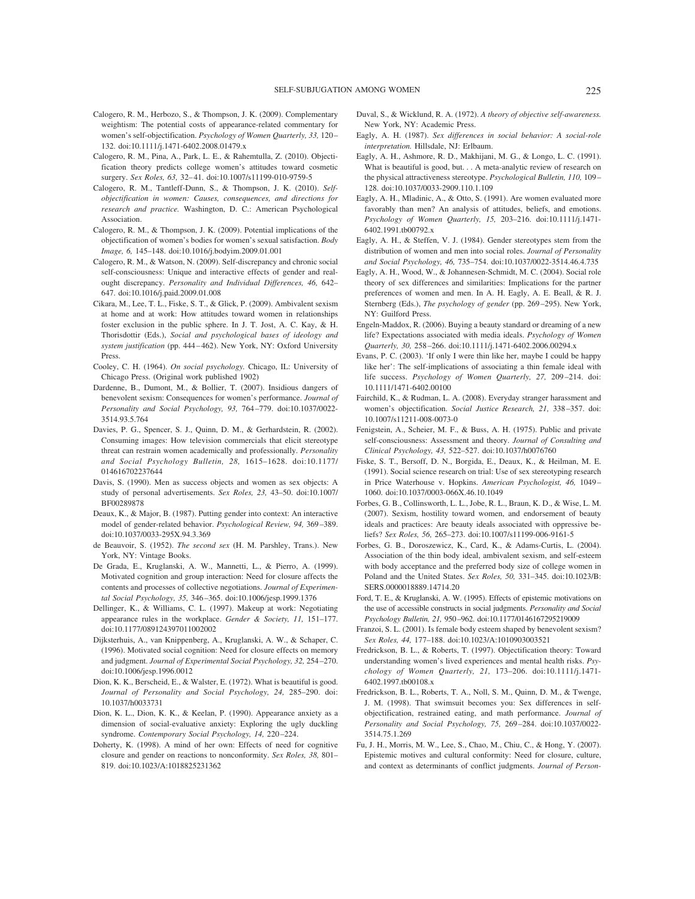Calogero, R. M., Herbozo, S., & Thompson, J. K. (2009). Complementary weightism: The potential costs of appearance-related commentary for women's self-objectification. *Psychology of Women Quarterly, 33,* 120–132. doi:10.1111/j.1471-6402.2008.01479.x

Calogero, R. M., Pina, A., Park, L. E., & Rahemtulla, Z. (2010). Objectification theory predicts college women's attitudes toward cosmetic surgery. *Sex Roles, 63,* 32–41. doi:10.1007/s11199-010-9759-5

Calogero, R. M., Tantleff-Dunn, S., & Thompson, J. K. (2010). *Self-objectification in women: Causes, consequences, and directions for research and practice.* Washington, D. C.: American Psychological Association.

Calogero, R. M., & Thompson, J. K. (2009). Potential implications of the objectification of women's bodies for women's sexual satisfaction. *Body Image, 6,* 145–148. doi:10.1016/j.bodyim.2009.01.001

Calogero, R. M., & Watson, N. (2009). Self-discrepancy and chronic social self-consciousness: Unique and interactive effects of gender and real-ought discrepancy. *Personality and Individual Differences, 46,* 642–647. doi:10.1016/j.paid.2009.01.008

Cikara, M., Lee, T. L., Fiske, S. T., & Glick, P. (2009). Ambivalent sexism at home and at work: How attitudes toward women in relationships foster exclusion in the public sphere. In J. T. Jost, A. C. Kay, & H. Thorisdottir (Eds.), *Social and psychological bases of ideology and system justification* (pp. 444–462). New York, NY: Oxford University Press.

Cooley, C. H. (1964). *On social psychology.* Chicago, IL: University of Chicago Press. (Original work published 1902)

Dardenne, B., Dumont, M., & Bollier, T. (2007). Insidious dangers of benevolent sexism: Consequences for women's performance. *Journal of Personality and Social Psychology, 93,* 764–779. doi:10.1037/0022-3514.93.5.764

Davies, P. G., Spencer, S. J., Quinn, D. M., & Gerhardstein, R. (2002). Consuming images: How television commercials that elicit stereotype threat can restrain women academically and professionally. *Personality and Social Psychology Bulletin, 28,* 1615–1628. doi:10.1177/014616702237644

Davis, S. (1990). Men as success objects and women as sex objects: A study of personal advertisements. *Sex Roles, 23,* 43–50. doi:10.1007/BF00289878

Deaux, K., & Major, B. (1987). Putting gender into context: An interactive model of gender-related behavior. *Psychological Review, 94,* 369–389. doi:10.1037/0033-295X.94.3.369

de Beauvoir, S. (1952). *The second sex* (H. M. Parshley, Trans.). New York, NY: Vintage Books.

De Grada, E., Kruglanski, A. W., Mannetti, L., & Pierro, A. (1999). Motivated cognition and group interaction: Need for closure affects the contents and processes of collective negotiations. *Journal of Experimental Social Psychology, 35,* 346–365. doi:10.1006/jesp.1999.1376

Dellinger, K., & Williams, C. L. (1997). Makeup at work: Negotiating appearance rules in the workplace. *Gender & Society, 11,* 151–177. doi:10.1177/089124397011002002

Dijksterhuis, A., van Knippenberg, A., Kruglanski, A. W., & Schaper, C. (1996). Motivated social cognition: Need for closure effects on memory and judgment. *Journal of Experimental Social Psychology, 32,* 254–270. doi:10.1006/jesp.1996.0012

Dion, K. K., Berscheid, E., & Walster, E. (1972). What is beautiful is good. *Journal of Personality and Social Psychology, 24,* 285–290. doi:10.1037/h0033731

Dion, K. L., Dion, K. K., & Keelan, P. (1990). Appearance anxiety as a dimension of social-evaluative anxiety: Exploring the ugly duckling syndrome. *Contemporary Social Psychology, 14,* 220–224.

Doherty, K. (1998). A mind of her own: Effects of need for cognitive closure and gender on reactions to nonconformity. *Sex Roles, 38,* 801–819. doi:10.1023/A:1018825231362

Duval, S., & Wicklund, R. A. (1972). *A theory of objective self-awareness.* New York, NY: Academic Press.

Eagly, A. H. (1987). *Sex differences in social behavior: A social-role interpretation.* Hillsdale, NJ: Erlbaum.

Eagly, A. H., Ashmore, R. D., Makhijani, M. G., & Longo, L. C. (1991). What is beautiful is good, but. . . A meta-analytic review of research on the physical attractiveness stereotype. *Psychological Bulletin, 110,* 109–128. doi:10.1037/0033-2909.110.1.109

Eagly, A. H., Mladinic, A., & Otto, S. (1991). Are women evaluated more favorably than men? An analysis of attitudes, beliefs, and emotions. *Psychology of Women Quarterly, 15,* 203–216. doi:10.1111/j.1471-6402.1991.tb00792.x

Eagly, A. H., & Steffen, V. J. (1984). Gender stereotypes stem from the distribution of women and men into social roles. *Journal of Personality and Social Psychology, 46,* 735–754. doi:10.1037/0022-3514.46.4.735

Eagly, A. H., Wood, W., & Johannesen-Schmidt, M. C. (2004). Social role theory of sex differences and similarities: Implications for the partner preferences of women and men. In A. H. Eagly, A. E. Beall, & R. J. Sternberg (Eds.), *The psychology of gender* (pp. 269–295). New York, NY: Guilford Press.

Engeln-Maddox, R. (2006). Buying a beauty standard or dreaming of a new life? Expectations associated with media ideals. *Psychology of Women Quarterly, 30,* 258–266. doi:10.1111/j.1471-6402.2006.00294.x

Evans, P. C. (2003). 'If only I were thin like her, maybe I could be happy like her': The self-implications of associating a thin female ideal with life success. *Psychology of Women Quarterly, 27,* 209–214. doi:10.1111/1471-6402.00100

Fairchild, K., & Rudman, L. A. (2008). Everyday stranger harassment and women's objectification. *Social Justice Research, 21,* 338–357. doi:10.1007/s11211-008-0073-0

Fenigstein, A., Scheier, M. F., & Buss, A. H. (1975). Public and private self-consciousness: Assessment and theory. *Journal of Consulting and Clinical Psychology, 43,* 522–527. doi:10.1037/h0076760

Fiske, S. T., Bersoff, D. N., Borgida, E., Deaux, K., & Heilman, M. E. (1991). Social science research on trial: Use of sex stereotyping research in Price Waterhouse v. Hopkins. *American Psychologist, 46,* 1049–1060. doi:10.1037/0003-066X.46.10.1049

Forbes, G. B., Collinsworth, L. L., Jobe, R. L., Braun, K. D., & Wise, L. M. (2007). Sexism, hostility toward women, and endorsement of beauty ideals and practices: Are beauty ideals associated with oppressive beliefs? *Sex Roles, 56,* 265–273. doi:10.1007/s11199-006-9161-5

Forbes, G. B., Doroszewicz, K., Card, K., & Adams-Curtis, L. (2004). Association of the thin body ideal, ambivalent sexism, and self-esteem with body acceptance and the preferred body size of college women in Poland and the United States. *Sex Roles, 50,* 331–345. doi:10.1023/B:SERS.0000018889.14714.20

Ford, T. E., & Kruglanski, A. W. (1995). Effects of epistemic motivations on the use of accessible constructs in social judgments. *Personality and Social Psychology Bulletin, 21,* 950–962. doi:10.1177/0146167295219009

Franzoi, S. L. (2001). Is female body esteem shaped by benevolent sexism? *Sex Roles, 44,* 177–188. doi:10.1023/A:1010903003521

Fredrickson, B. L., & Roberts, T. (1997). Objectification theory: Toward understanding women's lived experiences and mental health risks. *Psychology of Women Quarterly, 21,* 173–206. doi:10.1111/j.1471-6402.1997.tb00108.x

Fredrickson, B. L., Roberts, T. A., Noll, S. M., Quinn, D. M., & Twenge, J. M. (1998). That swimsuit becomes you: Sex differences in self-objectification, restrained eating, and math performance. *Journal of Personality and Social Psychology, 75,* 269–284. doi:10.1037/0022-3514.75.1.269

Fu, J. H., Morris, M. W., Lee, S., Chao, M., Chiu, C., & Hong, Y. (2007). Epistemic motives and cultural conformity: Need for closure, culture, and context as determinants of conflict judgments. *Journal of Person-*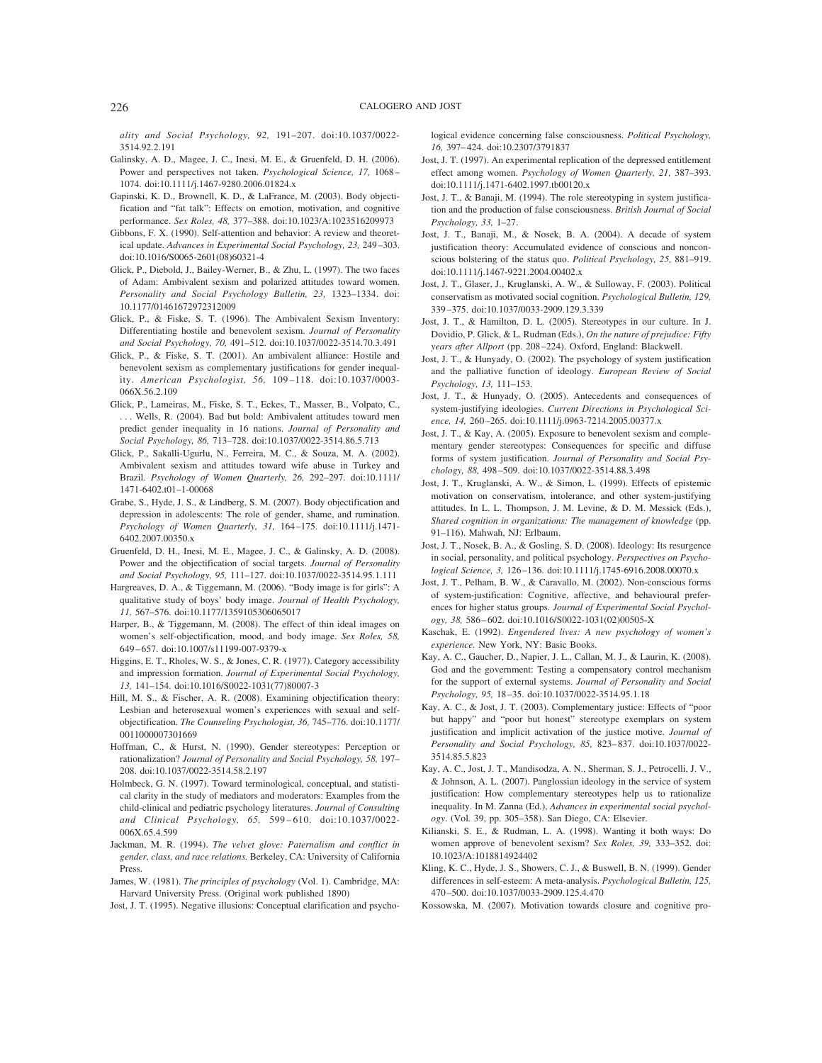*ality and Social Psychology, 92,* 191–207. doi:10.1037/0022-3514.92.2.191

Galinsky, A. D., Magee, J. C., Inesi, M. E., & Gruenfeld, D. H. (2006). Power and perspectives not taken. *Psychological Science, 17,* 1068–1074. doi:10.1111/j.1467-9280.2006.01824.x

Gapinski, K. D., Brownell, K. D., & LaFrance, M. (2003). Body objectification and "fat talk": Effects on emotion, motivation, and cognitive performance. *Sex Roles, 48,* 377–388. doi:10.1023/A:1023516209973

Gibbons, F. X. (1990). Self-attention and behavior: A review and theoretical update. *Advances in Experimental Social Psychology, 23,* 249–303. doi:10.1016/S0065-2601(08)60321-4

Glick, P., Diebold, J., Bailey-Werner, B., & Zhu, L. (1997). The two faces of Adam: Ambivalent sexism and polarized attitudes toward women. *Personality and Social Psychology Bulletin, 23,* 1323–1334. doi:10.1177/01461672972312009

Glick, P., & Fiske, S. T. (1996). The Ambivalent Sexism Inventory: Differentiating hostile and benevolent sexism. *Journal of Personality and Social Psychology, 70,* 491–512. doi:10.1037/0022-3514.70.3.491

Glick, P., & Fiske, S. T. (2001). An ambivalent alliance: Hostile and benevolent sexism as complementary justifications for gender inequality. *American Psychologist, 56,* 109–118. doi:10.1037/0003-066X.56.2.109

Glick, P., Lameiras, M., Fiske, S. T., Eckes, T., Masser, B., Volpato, C., . . . Wells, R. (2004). Bad but bold: Ambivalent attitudes toward men predict gender inequality in 16 nations. *Journal of Personality and Social Psychology, 86,* 713–728. doi:10.1037/0022-3514.86.5.713

Glick, P., Sakalli-Ugurlu, N., Ferreira, M. C., & Souza, M. A. (2002). Ambivalent sexism and attitudes toward wife abuse in Turkey and Brazil. *Psychology of Women Quarterly, 26,* 292–297. doi:10.1111/1471-6402.t01-1-00068

Grabe, S., Hyde, J. S., & Lindberg, S. M. (2007). Body objectification and depression in adolescents: The role of gender, shame, and rumination. *Psychology of Women Quarterly, 31,* 164–175. doi:10.1111/j.1471-6402.2007.00350.x

Gruenfeld, D. H., Inesi, M. E., Magee, J. C., & Galinsky, A. D. (2008). Power and the objectification of social targets. *Journal of Personality and Social Psychology, 95,* 111–127. doi:10.1037/0022-3514.95.1.111

Hargreaves, D. A., & Tiggemann, M. (2006). "Body image is for girls": A qualitative study of boys' body image. *Journal of Health Psychology, 11,* 567–576. doi:10.1177/1359105306065017

Harper, B., & Tiggemann, M. (2008). The effect of thin ideal images on women's self-objectification, mood, and body image. *Sex Roles, 58,* 649–657. doi:10.1007/s11199-007-9379-x

Higgins, E. T., Rholes, W. S., & Jones, C. R. (1977). Category accessibility and impression formation. *Journal of Experimental Social Psychology, 13,* 141–154. doi:10.1016/S0022-1031(77)80007-3

Hill, M. S., & Fischer, A. R. (2008). Examining objectification theory: Lesbian and heterosexual women's experiences with sexual and self-objectification. *The Counseling Psychologist, 36,* 745–776. doi:10.1177/0011000007301669

Hoffman, C., & Hurst, N. (1990). Gender stereotypes: Perception or rationalization? *Journal of Personality and Social Psychology, 58,* 197–208. doi:10.1037/0022-3514.58.2.197

Holmbeck, G. N. (1997). Toward terminological, conceptual, and statistical clarity in the study of mediators and moderators: Examples from the child-clinical and pediatric psychology literatures. *Journal of Consulting and Clinical Psychology, 65,* 599–610. doi:10.1037/0022-006X.65.4.599

Jackman, M. R. (1994). *The velvet glove: Paternalism and conflict in gender, class, and race relations.* Berkeley, CA: University of California Press.

James, W. (1981). *The principles of psychology* (Vol. 1). Cambridge, MA: Harvard University Press. (Original work published 1890)

Jost, J. T. (1995). Negative illusions: Conceptual clarification and psychological evidence concerning false consciousness. *Political Psychology, 16,* 397–424. doi:10.2307/3791837

Jost, J. T. (1997). An experimental replication of the depressed entitlement effect among women. *Psychology of Women Quarterly, 21,* 387–393. doi:10.1111/j.1471-6402.1997.tb00120.x

Jost, J. T., & Banaji, M. (1994). The role stereotyping in system justification and the production of false consciousness. *British Journal of Social Psychology, 33,* 1–27.

Jost, J. T., Banaji, M., & Nosek, B. A. (2004). A decade of system justification theory: Accumulated evidence of conscious and nonconscious bolstering of the status quo. *Political Psychology, 25,* 881–919. doi:10.1111/j.1467-9221.2004.00402.x

Jost, J. T., Glaser, J., Kruglanski, A. W., & Sulloway, F. (2003). Political conservatism as motivated social cognition. *Psychological Bulletin, 129,* 339–375. doi:10.1037/0033-2909.129.3.339

Jost, J. T., & Hamilton, D. L. (2005). Stereotypes in our culture. In J. Dovidio, P. Glick, & L. Rudman (Eds.), *On the nature of prejudice: Fifty years after Allport* (pp. 208–224). Oxford, England: Blackwell.

Jost, J. T., & Hunyady, O. (2002). The psychology of system justification and the palliative function of ideology. *European Review of Social Psychology, 13,* 111–153.

Jost, J. T., & Hunyady, O. (2005). Antecedents and consequences of system-justifying ideologies. *Current Directions in Psychological Science, 14,* 260–265. doi:10.1111/j.0963-7214.2005.00377.x

Jost, J. T., & Kay, A. (2005). Exposure to benevolent sexism and complementary gender stereotypes: Consequences for specific and diffuse forms of system justification. *Journal of Personality and Social Psychology, 88,* 498–509. doi:10.1037/0022-3514.88.3.498

Jost, J. T., Kruglanski, A. W., & Simon, L. (1999). Effects of epistemic motivation on conservatism, intolerance, and other system-justifying attitudes. In L. L. Thompson, J. M. Levine, & D. M. Messick (Eds.), *Shared cognition in organizations: The management of knowledge* (pp. 91–116). Mahwah, NJ: Erlbaum.

Jost, J. T., Nosek, B. A., & Gosling, S. D. (2008). Ideology: Its resurgence in social, personality, and political psychology. *Perspectives on Psychological Science, 3,* 126–136. doi:10.1111/j.1745-6916.2008.00070.x

Jost, J. T., Pelham, B. W., & Caravallo, M. (2002). Non-conscious forms of system-justification: Cognitive, affective, and behavioural preferences for higher status groups. *Journal of Experimental Social Psychology, 38,* 586–602. doi:10.1016/S0022-1031(02)00505-X

Kaschak, E. (1992). *Engendered lives: A new psychology of women's experience.* New York, NY: Basic Books.

Kay, A. C., Gaucher, D., Napier, J. L., Callan, M. J., & Laurin, K. (2008). God and the government: Testing a compensatory control mechanism for the support of external systems. *Journal of Personality and Social Psychology, 95,* 18–35. doi:10.1037/0022-3514.95.1.18

Kay, A. C., & Jost, J. T. (2003). Complementary justice: Effects of "poor but happy" and "poor but honest" stereotype exemplars on system justification and implicit activation of the justice motive. *Journal of Personality and Social Psychology, 85,* 823–837. doi:10.1037/0022-3514.85.5.823

Kay, A. C., Jost, J. T., Mandisodza, A. N., Sherman, S. J., Petrocelli, J. V., & Johnson, A. L. (2007). Panglossian ideology in the service of system justification: How complementary stereotypes help us to rationalize inequality. In M. Zanna (Ed.), *Advances in experimental social psychology*. (Vol. 39, pp. 305–358). San Diego, CA: Elsevier.

Kilianski, S. E., & Rudman, L. A. (1998). Wanting it both ways: Do women approve of benevolent sexism? *Sex Roles, 39,* 333–352. doi:10.1023/A:1018814924402

Kling, K. C., Hyde, J. S., Showers, C. J., & Buswell, B. N. (1999). Gender differences in self-esteem: A meta-analysis. *Psychological Bulletin, 125,* 470–500. doi:10.1037/0033-2909.125.4.470

Kossowska, M. (2007). Motivation towards closure and cognitive pro-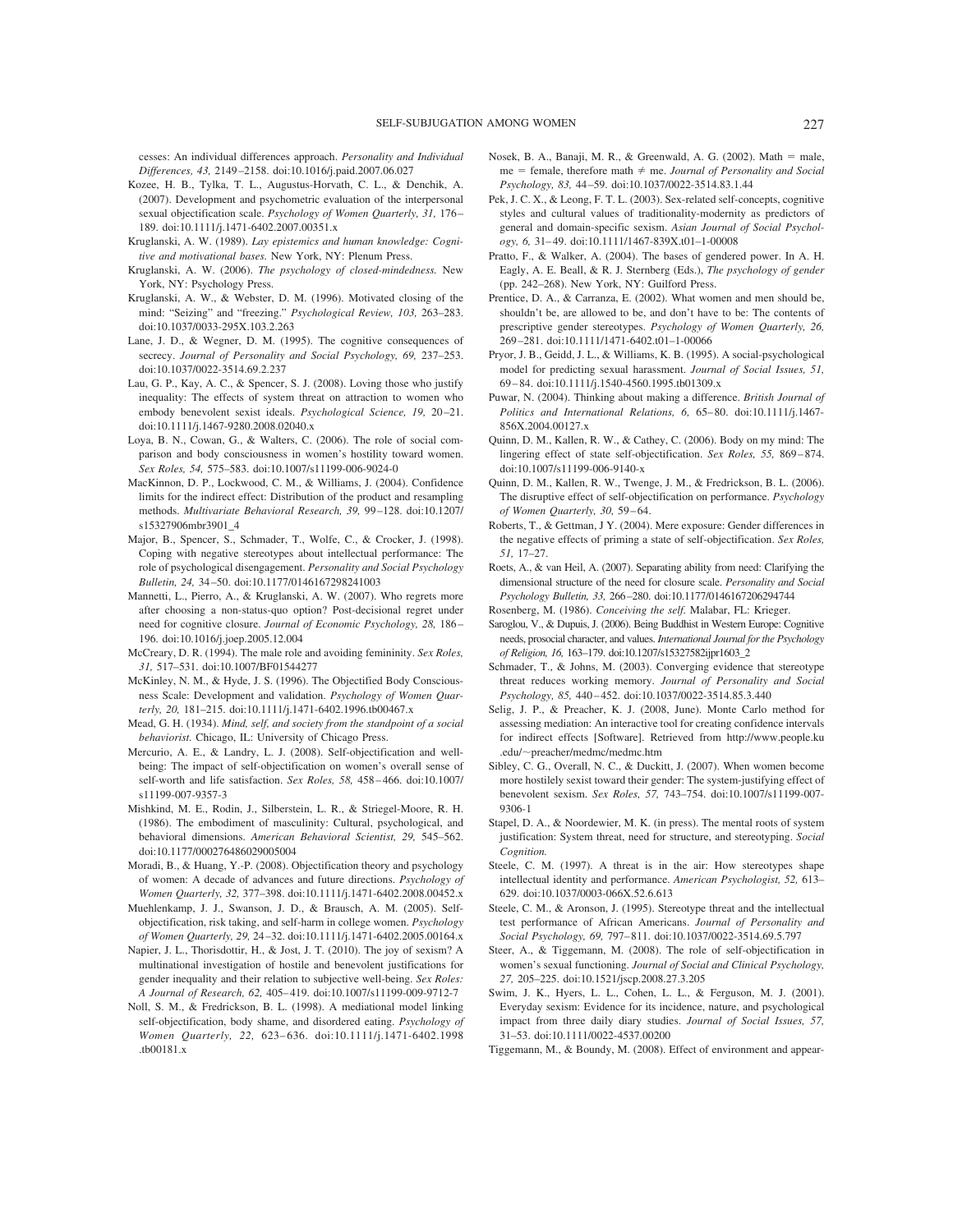cesses: An individual differences approach. *Personality and Individual Differences, 43,* 2149–2158. doi:10.1016/j.paid.2007.06.027

Kozee, H. B., Tylka, T. L., Augustus-Horvath, C. L., & Denchik, A. (2007). Development and psychometric evaluation of the interpersonal sexual objectification scale. *Psychology of Women Quarterly, 31,* 176–189. doi:10.1111/j.1471-6402.2007.00351.x

Kruglanski, A. W. (1989). *Lay epistemics and human knowledge: Cognitive and motivational bases.* New York, NY: Plenum Press.

Kruglanski, A. W. (2006). *The psychology of closed-mindedness.* New York, NY: Psychology Press.

Kruglanski, A. W., & Webster, D. M. (1996). Motivated closing of the mind: "Seizing" and "freezing." *Psychological Review, 103,* 263–283. doi:10.1037/0033-295X.103.2.263

Lane, J. D., & Wegner, D. M. (1995). The cognitive consequences of secrecy. *Journal of Personality and Social Psychology, 69,* 237–253. doi:10.1037/0022-3514.69.2.237

Lau, G. P., Kay, A. C., & Spencer, S. J. (2008). Loving those who justify inequality: The effects of system threat on attraction to women who embody benevolent sexist ideals. *Psychological Science, 19,* 20–21. doi:10.1111/j.1467-9280.2008.02040.x

Loya, B. N., Cowan, G., & Walters, C. (2006). The role of social comparison and body consciousness in women's hostility toward women. *Sex Roles, 54,* 575–583. doi:10.1007/s11199-006-9024-0

MacKinnon, D. P., Lockwood, C. M., & Williams, J. (2004). Confidence limits for the indirect effect: Distribution of the product and resampling methods. *Multivariate Behavioral Research, 39,* 99–128. doi:10.1207/s15327906mbr3901_4

Major, B., Spencer, S., Schmader, T., Wolfe, C., & Crocker, J. (1998). Coping with negative stereotypes about intellectual performance: The role of psychological disengagement. *Personality and Social Psychology Bulletin, 24,* 34–50. doi:10.1177/0146167298241003

Mannetti, L., Pierro, A., & Kruglanski, A. W. (2007). Who regrets more after choosing a non-status-quo option? Post-decisional regret under need for cognitive closure. *Journal of Economic Psychology, 28,* 186–196. doi:10.1016/j.joep.2005.12.004

McCreary, D. R. (1994). The male role and avoiding femininity. *Sex Roles, 31,* 517–531. doi:10.1007/BF01544277

McKinley, N. M., & Hyde, J. S. (1996). The Objectified Body Consciousness Scale: Development and validation. *Psychology of Women Quarterly, 20,* 181–215. doi:10.1111/j.1471-6402.1996.tb00467.x

Mead, G. H. (1934). *Mind, self, and society from the standpoint of a social behaviorist.* Chicago, IL: University of Chicago Press.

Mercurio, A. E., & Landry, L. J. (2008). Self-objectification and well-being: The impact of self-objectification on women's overall sense of self-worth and life satisfaction. *Sex Roles, 58,* 458–466. doi:10.1007/s11199-007-9357-3

Mishkind, M. E., Rodin, J., Silberstein, L. R., & Striegel-Moore, R. H. (1986). The embodiment of masculinity: Cultural, psychological, and behavioral dimensions. *American Behavioral Scientist, 29,* 545–562. doi:10.1177/000276486029005004

Moradi, B., & Huang, Y.-P. (2008). Objectification theory and psychology of women: A decade of advances and future directions. *Psychology of Women Quarterly, 32,* 377–398. doi:10.1111/j.1471-6402.2008.00452.x

Muehlenkamp, J. J., Swanson, J. D., & Brausch, A. M. (2005). Self-objectification, risk taking, and self-harm in college women. *Psychology of Women Quarterly, 29,* 24–32. doi:10.1111/j.1471-6402.2005.00164.x

Napier, J. L., Thorisdottir, H., & Jost, J. T. (2010). The joy of sexism? A multinational investigation of hostile and benevolent justifications for gender inequality and their relation to subjective well-being. *Sex Roles: A Journal of Research, 62,* 405–419. doi:10.1007/s11199-009-9712-7

Noll, S. M., & Fredrickson, B. L. (1998). A mediational model linking self-objectification, body shame, and disordered eating. *Psychology of Women Quarterly, 22,* 623–636. doi:10.1111/j.1471-6402.1998.tb00181.x

Nosek, B. A., Banaji, M. R., & Greenwald, A. G. (2002). Math = male, me = female, therefore math ≠ me. *Journal of Personality and Social Psychology, 83,* 44–59. doi:10.1037/0022-3514.83.1.44

Pek, J. C. X., & Leong, F. T. L. (2003). Sex-related self-concepts, cognitive styles and cultural values of traditionality-modernity as predictors of general and domain-specific sexism. *Asian Journal of Social Psychology, 6,* 31–49. doi:10.1111/1467-839X.t01-1-00008

Pratto, F., & Walker, A. (2004). The bases of gendered power. In A. H. Eagly, A. E. Beall, & R. J. Sternberg (Eds.), *The psychology of gender* (pp. 242–268). New York, NY: Guilford Press.

Prentice, D. A., & Carranza, E. (2002). What women and men should be, shouldn't be, are allowed to be, and don't have to be: The contents of prescriptive gender stereotypes. *Psychology of Women Quarterly, 26,* 269–281. doi:10.1111/1471-6402.t01-1-00066

Pryor, J. B., Geidd, J. L., & Williams, K. B. (1995). A social-psychological model for predicting sexual harassment. *Journal of Social Issues, 51,* 69–84. doi:10.1111/j.1540-4560.1995.tb01309.x

Puwar, N. (2004). Thinking about making a difference. *British Journal of Politics and International Relations, 6,* 65–80. doi:10.1111/j.1467-856X.2004.00127.x

Quinn, D. M., Kallen, R. W., & Cathey, C. (2006). Body on my mind: The lingering effect of state self-objectification. *Sex Roles, 55,* 869–874. doi:10.1007/s11199-006-9140-x

Quinn, D. M., Kallen, R. W., Twenge, J. M., & Fredrickson, B. L. (2006). The disruptive effect of self-objectification on performance. *Psychology of Women Quarterly, 30,* 59–64.

Roberts, T., & Gettman, J Y. (2004). Mere exposure: Gender differences in the negative effects of priming a state of self-objectification. *Sex Roles, 51,* 17–27.

Roets, A., & van Heil, A. (2007). Separating ability from need: Clarifying the dimensional structure of the need for closure scale. *Personality and Social Psychology Bulletin, 33,* 266–280. doi:10.1177/0146167206294744

Rosenberg, M. (1986). *Conceiving the self.* Malabar, FL: Krieger.

Saroglou, V., & Dupuis, J. (2006). Being Buddhist in Western Europe: Cognitive needs, prosocial character, and values. *International Journal for the Psychology of Religion, 16,* 163–179. doi:10.1207/s15327582ijpr1603_2

Schmader, T., & Johns, M. (2003). Converging evidence that stereotype threat reduces working memory. *Journal of Personality and Social Psychology, 85,* 440–452. doi:10.1037/0022-3514.85.3.440

Selig, J. P., & Preacher, K. J. (2008, June). Monte Carlo method for assessing mediation: An interactive tool for creating confidence intervals for indirect effects [Software]. Retrieved from http://www.people.ku.edu/~preacher/medmc/medmc.htm

Sibley, C. G., Overall, N. C., & Duckitt, J. (2007). When women become more hostilely sexist toward their gender: The system-justifying effect of benevolent sexism. *Sex Roles, 57,* 743–754. doi:10.1007/s11199-007-9306-1

Stapel, D. A., & Noordewier, M. K. (in press). The mental roots of system justification: System threat, need for structure, and stereotyping. *Social Cognition.*

Steele, C. M. (1997). A threat is in the air: How stereotypes shape intellectual identity and performance. *American Psychologist, 52,* 613–629. doi:10.1037/0003-066X.52.6.613

Steele, C. M., & Aronson, J. (1995). Stereotype threat and the intellectual test performance of African Americans. *Journal of Personality and Social Psychology, 69,* 797–811. doi:10.1037/0022-3514.69.5.797

Steer, A., & Tiggemann, M. (2008). The role of self-objectification in women's sexual functioning. *Journal of Social and Clinical Psychology, 27,* 205–225. doi:10.1521/jscp.2008.27.3.205

Swim, J. K., Hyers, L. L., Cohen, L. L., & Ferguson, M. J. (2001). Everyday sexism: Evidence for its incidence, nature, and psychological impact from three daily diary studies. *Journal of Social Issues, 57,* 31–53. doi:10.1111/0022-4537.00200

Tiggemann, M., & Boundy, M. (2008). Effect of environment and appear-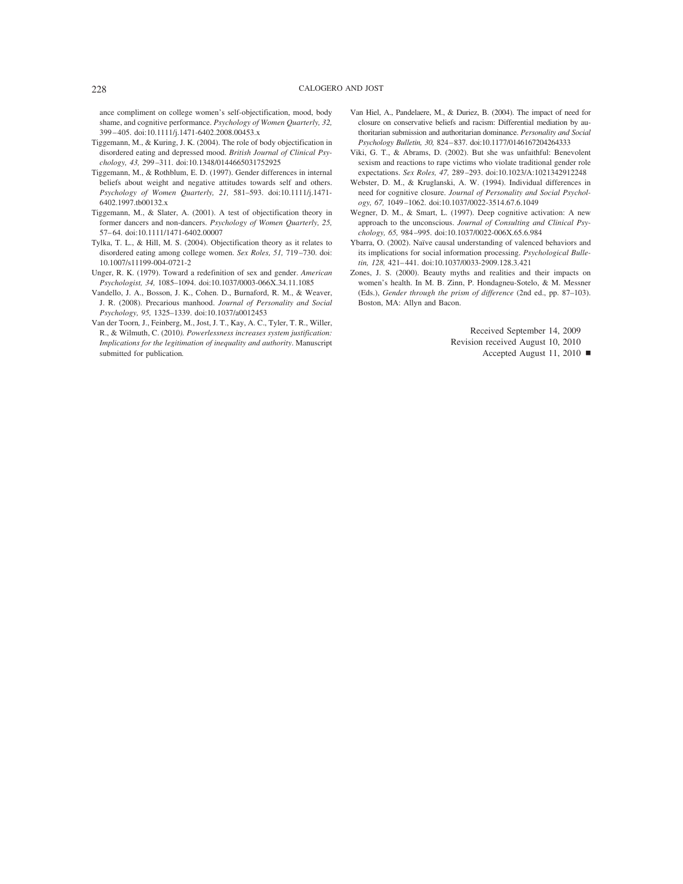ance compliment on college women's self-objectification, mood, body shame, and cognitive performance. *Psychology of Women Quarterly, 32,* 399–405. doi:10.1111/j.1471-6402.2008.00453.x

Tiggemann, M., & Kuring, J. K. (2004). The role of body objectification in disordered eating and depressed mood. *British Journal of Clinical Psychology, 43,* 299–311. doi:10.1348/0144665031752925

Tiggemann, M., & Rothblum, E. D. (1997). Gender differences in internal beliefs about weight and negative attitudes towards self and others. *Psychology of Women Quarterly, 21,* 581–593. doi:10.1111/j.1471-6402.1997.tb00132.x

Tiggemann, M., & Slater, A. (2001). A test of objectification theory in former dancers and non-dancers. *Psychology of Women Quarterly, 25,* 57–64. doi:10.1111/1471-6402.00007

Tylka, T. L., & Hill, M. S. (2004). Objectification theory as it relates to disordered eating among college women. *Sex Roles, 51,* 719–730. doi:10.1007/s11199-004-0721-2

Unger, R. K. (1979). Toward a redefinition of sex and gender. *American Psychologist, 34,* 1085–1094. doi:10.1037/0003-066X.34.11.1085

Vandello, J. A., Bosson, J. K., Cohen. D., Burnaford, R. M., & Weaver, J. R. (2008). Precarious manhood. *Journal of Personality and Social Psychology, 95,* 1325–1339. doi:10.1037/a0012453

Van der Toorn, J., Feinberg, M., Jost, J. T., Kay, A. C., Tyler, T. R., Willer, R., & Wilmuth, C. (2010). *Powerlessness increases system justification: Implications for the legitimation of inequality and authority*. Manuscript submitted for publication.

Van Hiel, A., Pandelaere, M., & Duriez, B. (2004). The impact of need for closure on conservative beliefs and racism: Differential mediation by authoritarian submission and authoritarian dominance. *Personality and Social Psychology Bulletin, 30,* 824–837. doi:10.1177/0146167204264333

Viki, G. T., & Abrams, D. (2002). But she was unfaithful: Benevolent sexism and reactions to rape victims who violate traditional gender role expectations. *Sex Roles, 47,* 289–293. doi:10.1023/A:1021342912248

Webster, D. M., & Kruglanski, A. W. (1994). Individual differences in need for cognitive closure. *Journal of Personality and Social Psychology, 67,* 1049–1062. doi:10.1037/0022-3514.67.6.1049

Wegner, D. M., & Smart, L. (1997). Deep cognitive activation: A new approach to the unconscious. *Journal of Consulting and Clinical Psychology, 65,* 984–995. doi:10.1037/0022-006X.65.6.984

Ybarra, O. (2002). Naïve causal understanding of valenced behaviors and its implications for social information processing. *Psychological Bulletin, 128,* 421–441. doi:10.1037/0033-2909.128.3.421

Zones, J. S. (2000). Beauty myths and realities and their impacts on women's health. In M. B. Zinn, P. Hondagneu-Sotelo, & M. Messner (Eds.), *Gender through the prism of difference* (2nd ed., pp. 87–103). Boston, MA: Allyn and Bacon.

Received September 14, 2009
Revision received August 10, 2010
Accepted August 11, 2010 ■